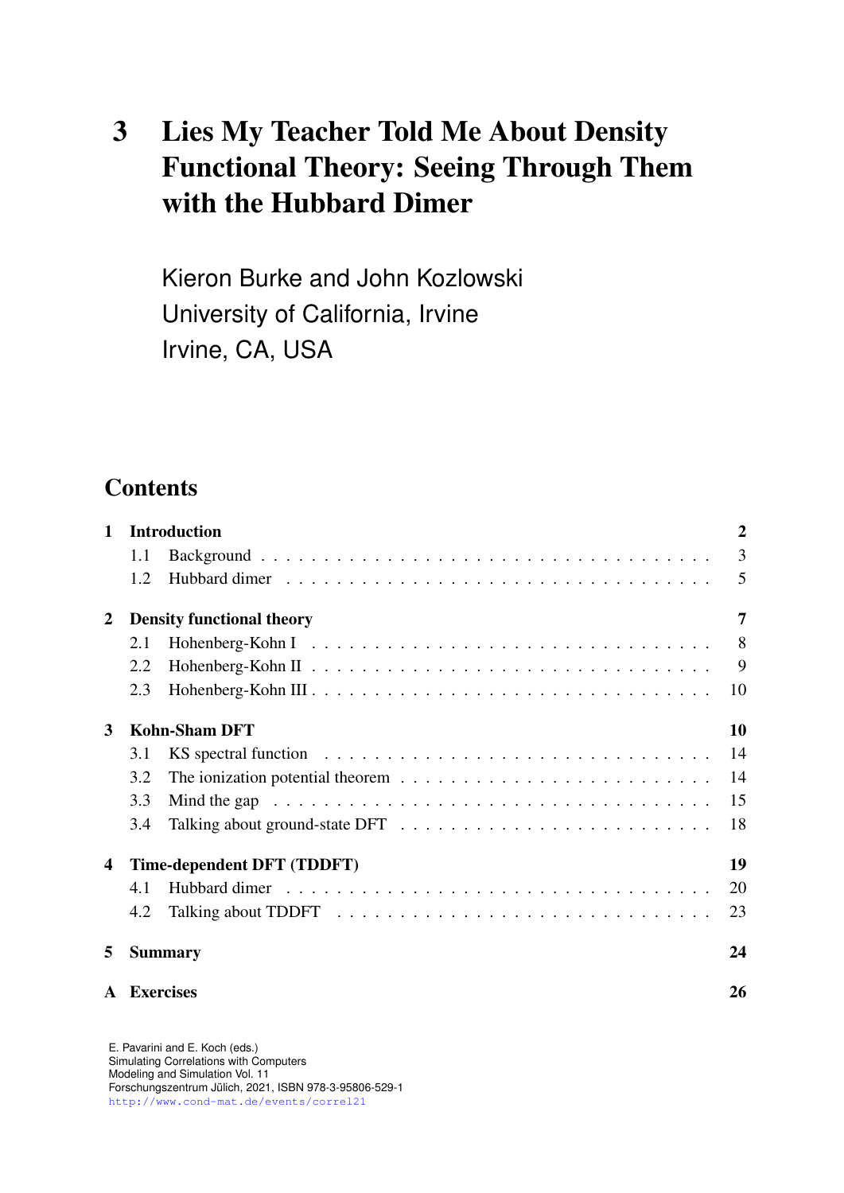# 3 Lies My Teacher Told Me About Density Functional Theory: Seeing Through Them with the Hubbard Dimer

Kieron Burke and John Kozlowski
University of California, Irvine
Irvine, CA, USA

## Contents

| | | |
|---|---|---|
| **1** | **Introduction** | **2** |
| 1.1 | Background | 3 |
| 1.2 | Hubbard dimer | 5 |
| **2** | **Density functional theory** | **7** |
| 2.1 | Hohenberg-Kohn I | 8 |
| 2.2 | Hohenberg-Kohn II | 9 |
| 2.3 | Hohenberg-Kohn III | 10 |
| **3** | **Kohn-Sham DFT** | **10** |
| 3.1 | KS spectral function | 14 |
| 3.2 | The ionization potential theorem | 14 |
| 3.3 | Mind the gap | 15 |
| 3.4 | Talking about ground-state DFT | 18 |
| **4** | **Time-dependent DFT (TDDFT)** | **19** |
| 4.1 | Hubbard dimer | 20 |
| 4.2 | Talking about TDDFT | 23 |
| **5** | **Summary** | **24** |
| **A** | **Exercises** | **26** |

E. Pavarini and E. Koch (eds.)
Simulating Correlations with Computers
Modeling and Simulation Vol. 11
Forschungszentrum Jülich, 2021, ISBN 978-3-95806-529-1
http://www.cond-mat.de/events/correl21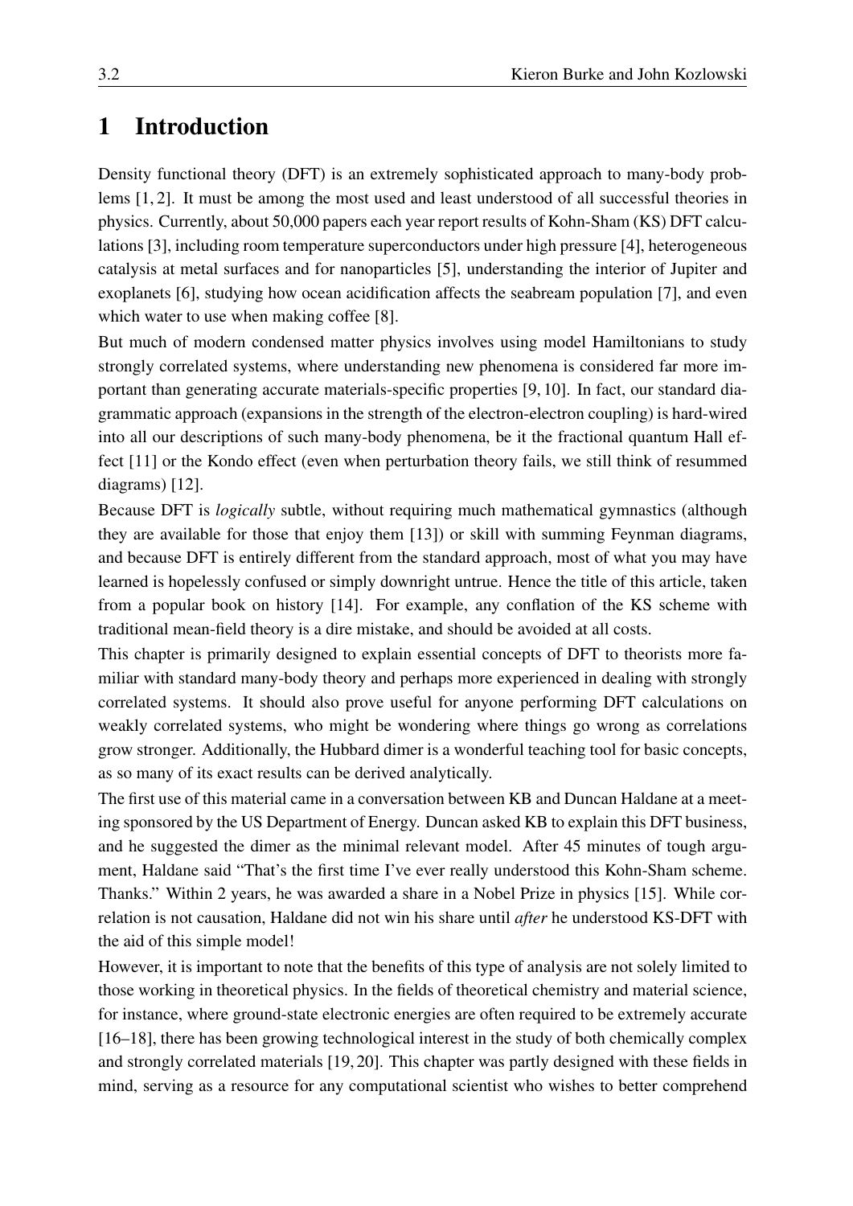# 1 Introduction

Density functional theory (DFT) is an extremely sophisticated approach to many-body problems [1, 2]. It must be among the most used and least understood of all successful theories in physics. Currently, about 50,000 papers each year report results of Kohn-Sham (KS) DFT calculations [3], including room temperature superconductors under high pressure [4], heterogeneous catalysis at metal surfaces and for nanoparticles [5], understanding the interior of Jupiter and exoplanets [6], studying how ocean acidification affects the seabream population [7], and even which water to use when making coffee [8].

But much of modern condensed matter physics involves using model Hamiltonians to study strongly correlated systems, where understanding new phenomena is considered far more important than generating accurate materials-specific properties [9, 10]. In fact, our standard diagrammatic approach (expansions in the strength of the electron-electron coupling) is hard-wired into all our descriptions of such many-body phenomena, be it the fractional quantum Hall effect [11] or the Kondo effect (even when perturbation theory fails, we still think of resummed diagrams) [12].

Because DFT is *logically* subtle, without requiring much mathematical gymnastics (although they are available for those that enjoy them [13]) or skill with summing Feynman diagrams, and because DFT is entirely different from the standard approach, most of what you may have learned is hopelessly confused or simply downright untrue. Hence the title of this article, taken from a popular book on history [14]. For example, any conflation of the KS scheme with traditional mean-field theory is a dire mistake, and should be avoided at all costs.

This chapter is primarily designed to explain essential concepts of DFT to theorists more familiar with standard many-body theory and perhaps more experienced in dealing with strongly correlated systems. It should also prove useful for anyone performing DFT calculations on weakly correlated systems, who might be wondering where things go wrong as correlations grow stronger. Additionally, the Hubbard dimer is a wonderful teaching tool for basic concepts, as so many of its exact results can be derived analytically.

The first use of this material came in a conversation between KB and Duncan Haldane at a meeting sponsored by the US Department of Energy. Duncan asked KB to explain this DFT business, and he suggested the dimer as the minimal relevant model. After 45 minutes of tough argument, Haldane said "That's the first time I've ever really understood this Kohn-Sham scheme. Thanks." Within 2 years, he was awarded a share in a Nobel Prize in physics [15]. While correlation is not causation, Haldane did not win his share until *after* he understood KS-DFT with the aid of this simple model!

However, it is important to note that the benefits of this type of analysis are not solely limited to those working in theoretical physics. In the fields of theoretical chemistry and material science, for instance, where ground-state electronic energies are often required to be extremely accurate [16–18], there has been growing technological interest in the study of both chemically complex and strongly correlated materials [19, 20]. This chapter was partly designed with these fields in mind, serving as a resource for any computational scientist who wishes to better comprehend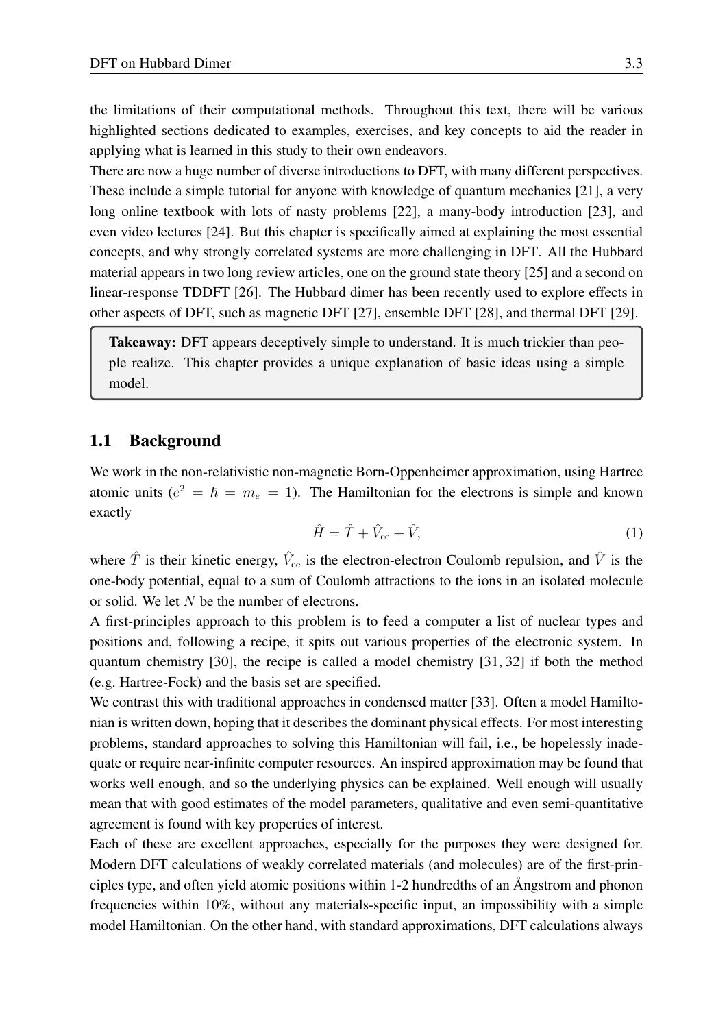the limitations of their computational methods. Throughout this text, there will be various highlighted sections dedicated to examples, exercises, and key concepts to aid the reader in applying what is learned in this study to their own endeavors.

There are now a huge number of diverse introductions to DFT, with many different perspectives. These include a simple tutorial for anyone with knowledge of quantum mechanics [21], a very long online textbook with lots of nasty problems [22], a many-body introduction [23], and even video lectures [24]. But this chapter is specifically aimed at explaining the most essential concepts, and why strongly correlated systems are more challenging in DFT. All the Hubbard material appears in two long review articles, one on the ground state theory [25] and a second on linear-response TDDFT [26]. The Hubbard dimer has been recently used to explore effects in other aspects of DFT, such as magnetic DFT [27], ensemble DFT [28], and thermal DFT [29].

> **Takeaway:** DFT appears deceptively simple to understand. It is much trickier than people realize. This chapter provides a unique explanation of basic ideas using a simple model.

## 1.1 Background

We work in the non-relativistic non-magnetic Born-Oppenheimer approximation, using Hartree atomic units ($e^2 = \hbar = m_e = 1$). The Hamiltonian for the electrons is simple and known exactly

$$\hat{H} = \hat{T} + \hat{V}_{\text{ee}} + \hat{V}, \tag{1}$$

where $\hat{T}$ is their kinetic energy, $\hat{V}_{\text{ee}}$ is the electron-electron Coulomb repulsion, and $\hat{V}$ is the one-body potential, equal to a sum of Coulomb attractions to the ions in an isolated molecule or solid. We let $N$ be the number of electrons.

A first-principles approach to this problem is to feed a computer a list of nuclear types and positions and, following a recipe, it spits out various properties of the electronic system. In quantum chemistry [30], the recipe is called a model chemistry [31, 32] if both the method (e.g. Hartree-Fock) and the basis set are specified.

We contrast this with traditional approaches in condensed matter [33]. Often a model Hamiltonian is written down, hoping that it describes the dominant physical effects. For most interesting problems, standard approaches to solving this Hamiltonian will fail, i.e., be hopelessly inadequate or require near-infinite computer resources. An inspired approximation may be found that works well enough, and so the underlying physics can be explained. Well enough will usually mean that with good estimates of the model parameters, qualitative and even semi-quantitative agreement is found with key properties of interest.

Each of these are excellent approaches, especially for the purposes they were designed for. Modern DFT calculations of weakly correlated materials (and molecules) are of the first-principles type, and often yield atomic positions within 1-2 hundredths of an Ångstrom and phonon frequencies within 10%, without any materials-specific input, an impossibility with a simple model Hamiltonian. On the other hand, with standard approximations, DFT calculations always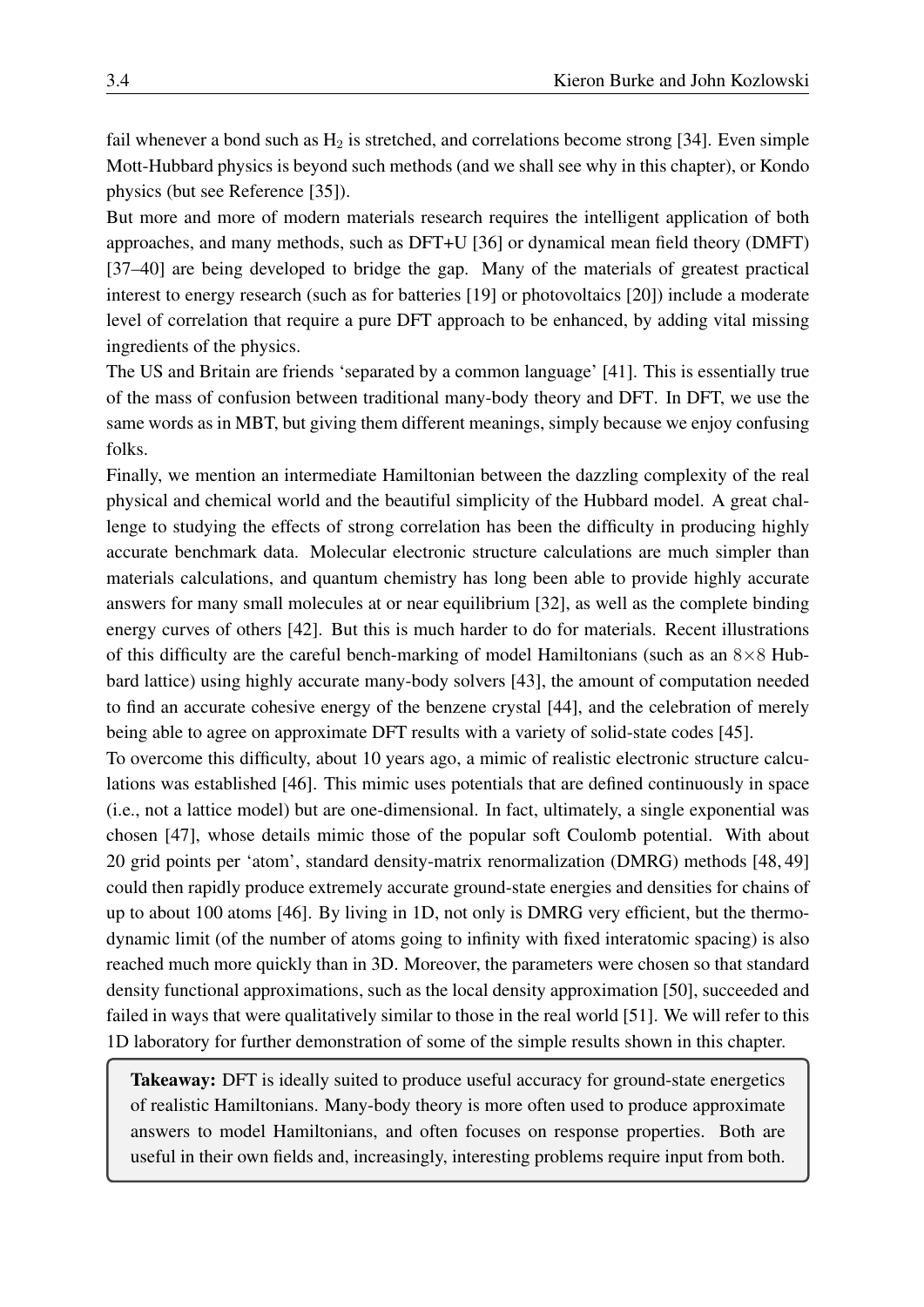fail whenever a bond such as $H_2$ is stretched, and correlations become strong [34]. Even simple Mott-Hubbard physics is beyond such methods (and we shall see why in this chapter), or Kondo physics (but see Reference [35]).

But more and more of modern materials research requires the intelligent application of both approaches, and many methods, such as DFT+U [36] or dynamical mean field theory (DMFT) [37–40] are being developed to bridge the gap. Many of the materials of greatest practical interest to energy research (such as for batteries [19] or photovoltaics [20]) include a moderate level of correlation that require a pure DFT approach to be enhanced, by adding vital missing ingredients of the physics.

The US and Britain are friends 'separated by a common language' [41]. This is essentially true of the mass of confusion between traditional many-body theory and DFT. In DFT, we use the same words as in MBT, but giving them different meanings, simply because we enjoy confusing folks.

Finally, we mention an intermediate Hamiltonian between the dazzling complexity of the real physical and chemical world and the beautiful simplicity of the Hubbard model. A great challenge to studying the effects of strong correlation has been the difficulty in producing highly accurate benchmark data. Molecular electronic structure calculations are much simpler than materials calculations, and quantum chemistry has long been able to provide highly accurate answers for many small molecules at or near equilibrium [32], as well as the complete binding energy curves of others [42]. But this is much harder to do for materials. Recent illustrations of this difficulty are the careful bench-marking of model Hamiltonians (such as an $8{\times}8$ Hubbard lattice) using highly accurate many-body solvers [43], the amount of computation needed to find an accurate cohesive energy of the benzene crystal [44], and the celebration of merely being able to agree on approximate DFT results with a variety of solid-state codes [45].

To overcome this difficulty, about 10 years ago, a mimic of realistic electronic structure calculations was established [46]. This mimic uses potentials that are defined continuously in space (i.e., not a lattice model) but are one-dimensional. In fact, ultimately, a single exponential was chosen [47], whose details mimic those of the popular soft Coulomb potential. With about 20 grid points per 'atom', standard density-matrix renormalization (DMRG) methods [48, 49] could then rapidly produce extremely accurate ground-state energies and densities for chains of up to about 100 atoms [46]. By living in 1D, not only is DMRG very efficient, but the thermodynamic limit (of the number of atoms going to infinity with fixed interatomic spacing) is also reached much more quickly than in 3D. Moreover, the parameters were chosen so that standard density functional approximations, such as the local density approximation [50], succeeded and failed in ways that were qualitatively similar to those in the real world [51]. We will refer to this 1D laboratory for further demonstration of some of the simple results shown in this chapter.

> **Takeaway:** DFT is ideally suited to produce useful accuracy for ground-state energetics of realistic Hamiltonians. Many-body theory is more often used to produce approximate answers to model Hamiltonians, and often focuses on response properties. Both are useful in their own fields and, increasingly, interesting problems require input from both.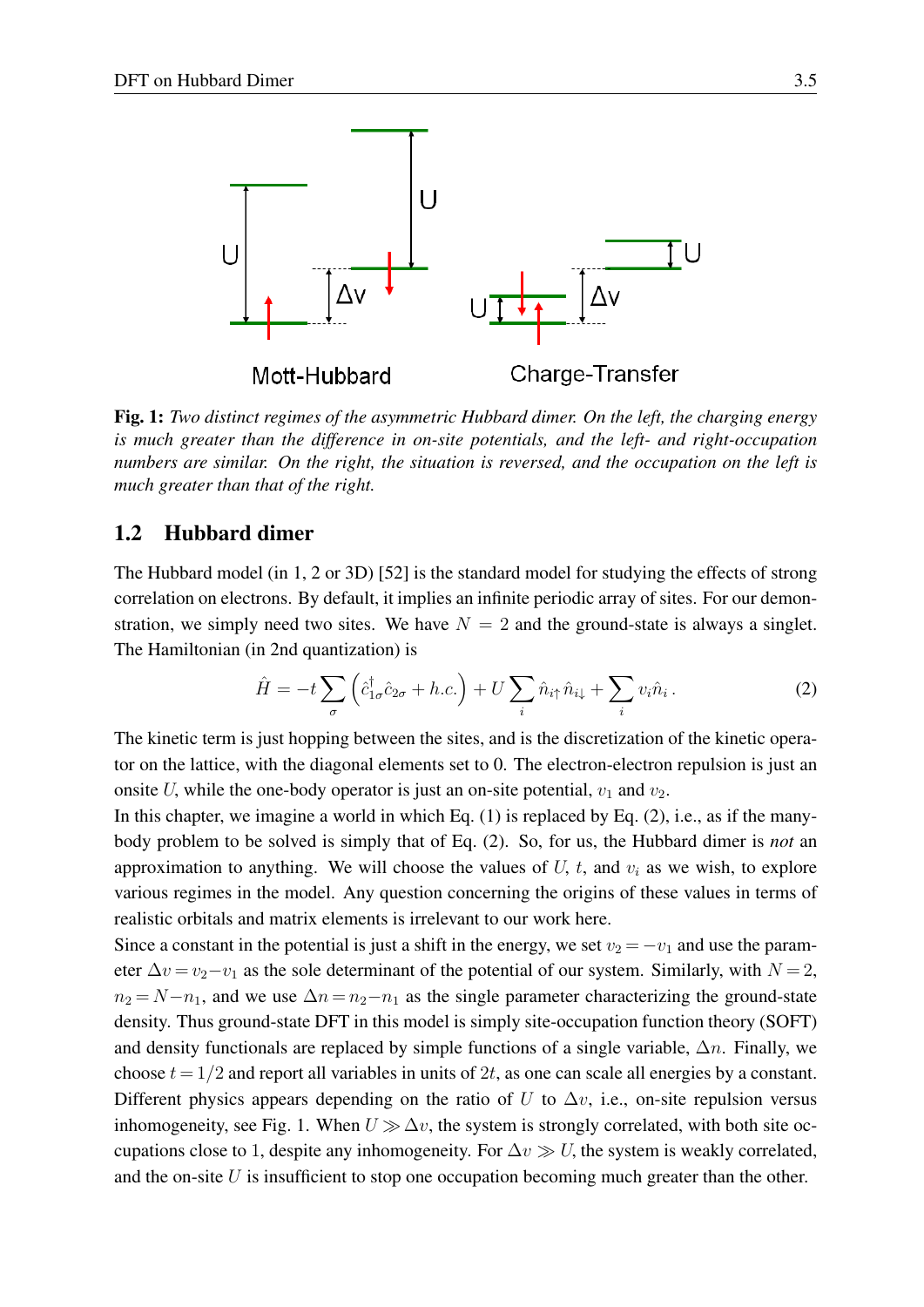Fig. 1: *Two distinct regimes of the asymmetric Hubbard dimer. On the left, the charging energy is much greater than the difference in on-site potentials, and the left- and right-occupation numbers are similar. On the right, the situation is reversed, and the occupation on the left is much greater than that of the right.*

## 1.2 Hubbard dimer

The Hubbard model (in 1, 2 or 3D) [52] is the standard model for studying the effects of strong correlation on electrons. By default, it implies an infinite periodic array of sites. For our demonstration, we simply need two sites. We have $N = 2$ and the ground-state is always a singlet. The Hamiltonian (in 2nd quantization) is

$$\hat{H} = -t \sum_{\sigma} \left( \hat{c}^{\dagger}_{1\sigma} \hat{c}_{2\sigma} + h.c. \right) + U \sum_{i} \hat{n}_{i\uparrow} \hat{n}_{i\downarrow} + \sum_{i} v_i \hat{n}_i \,. \tag{2}$$

The kinetic term is just hopping between the sites, and is the discretization of the kinetic operator on the lattice, with the diagonal elements set to 0. The electron-electron repulsion is just an onsite $U$, while the one-body operator is just an on-site potential, $v_1$ and $v_2$.

In this chapter, we imagine a world in which Eq. (1) is replaced by Eq. (2), i.e., as if the many-body problem to be solved is simply that of Eq. (2). So, for us, the Hubbard dimer is *not* an approximation to anything. We will choose the values of $U$, $t$, and $v_i$ as we wish, to explore various regimes in the model. Any question concerning the origins of these values in terms of realistic orbitals and matrix elements is irrelevant to our work here.

Since a constant in the potential is just a shift in the energy, we set $v_2 = -v_1$ and use the parameter $\Delta v = v_2 - v_1$ as the sole determinant of the potential of our system. Similarly, with $N = 2$, $n_2 = N - n_1$, and we use $\Delta n = n_2 - n_1$ as the single parameter characterizing the ground-state density. Thus ground-state DFT in this model is simply site-occupation function theory (SOFT) and density functionals are replaced by simple functions of a single variable, $\Delta n$. Finally, we choose $t = 1/2$ and report all variables in units of $2t$, as one can scale all energies by a constant. Different physics appears depending on the ratio of $U$ to $\Delta v$, i.e., on-site repulsion versus inhomogeneity, see Fig. 1. When $U \gg \Delta v$, the system is strongly correlated, with both site occupations close to 1, despite any inhomogeneity. For $\Delta v \gg U$, the system is weakly correlated, and the on-site $U$ is insufficient to stop one occupation becoming much greater than the other.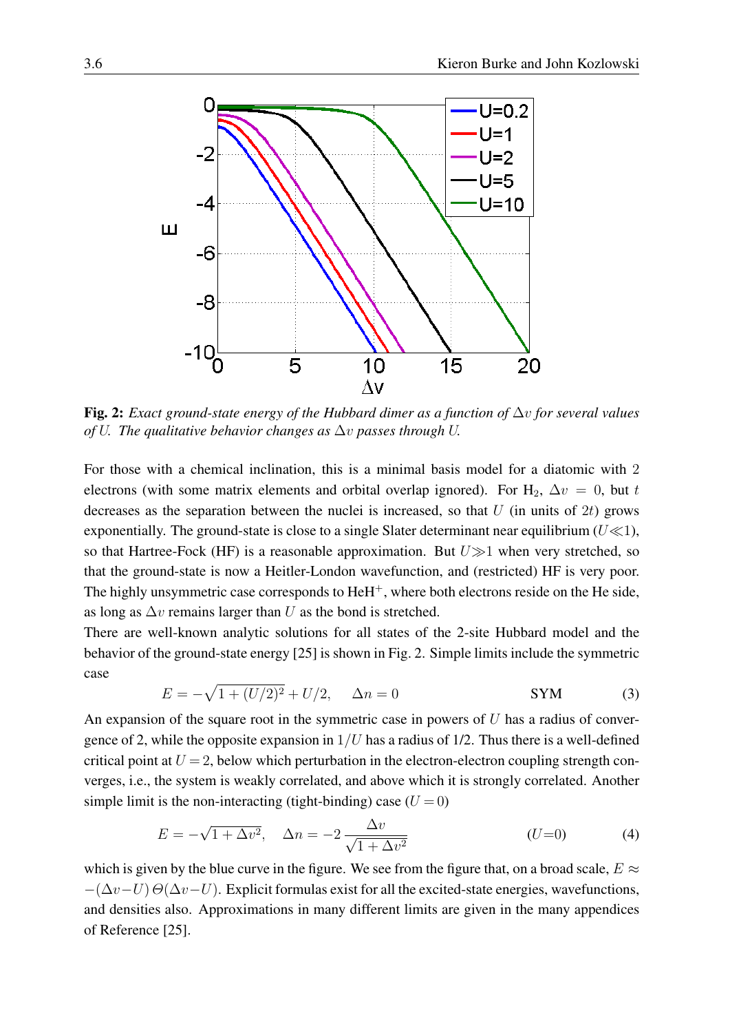**Fig. 2:** *Exact ground-state energy of the Hubbard dimer as a function of $\Delta v$ for several values of $U$. The qualitative behavior changes as $\Delta v$ passes through $U$.*

For those with a chemical inclination, this is a minimal basis model for a diatomic with 2 electrons (with some matrix elements and orbital overlap ignored). For $H_2$, $\Delta v = 0$, but $t$ decreases as the separation between the nuclei is increased, so that $U$ (in units of $2t$) grows exponentially. The ground-state is close to a single Slater determinant near equilibrium ($U \ll 1$), so that Hartree-Fock (HF) is a reasonable approximation. But $U \gg 1$ when very stretched, so that the ground-state is now a Heitler-London wavefunction, and (restricted) HF is very poor. The highly unsymmetric case corresponds to $HeH^+$, where both electrons reside on the He side, as long as $\Delta v$ remains larger than $U$ as the bond is stretched.

There are well-known analytic solutions for all states of the 2-site Hubbard model and the behavior of the ground-state energy [25] is shown in Fig. 2. Simple limits include the symmetric case

$$E = -\sqrt{1 + (U/2)^2} + U/2, \quad \Delta n = 0 \qquad \text{SYM} \tag{3}$$

An expansion of the square root in the symmetric case in powers of $U$ has a radius of convergence of 2, while the opposite expansion in $1/U$ has a radius of 1/2. Thus there is a well-defined critical point at $U = 2$, below which perturbation in the electron-electron coupling strength converges, i.e., the system is weakly correlated, and above which it is strongly correlated. Another simple limit is the non-interacting (tight-binding) case ($U = 0$)

$$E = -\sqrt{1 + \Delta v^2}, \quad \Delta n = -2 \frac{\Delta v}{\sqrt{1 + \Delta v^2}} \qquad (U{=}0) \tag{4}$$

which is given by the blue curve in the figure. We see from the figure that, on a broad scale, $E \approx -(\Delta v - U)\, \Theta(\Delta v - U)$. Explicit formulas exist for all the excited-state energies, wavefunctions, and densities also. Approximations in many different limits are given in the many appendices of Reference [25].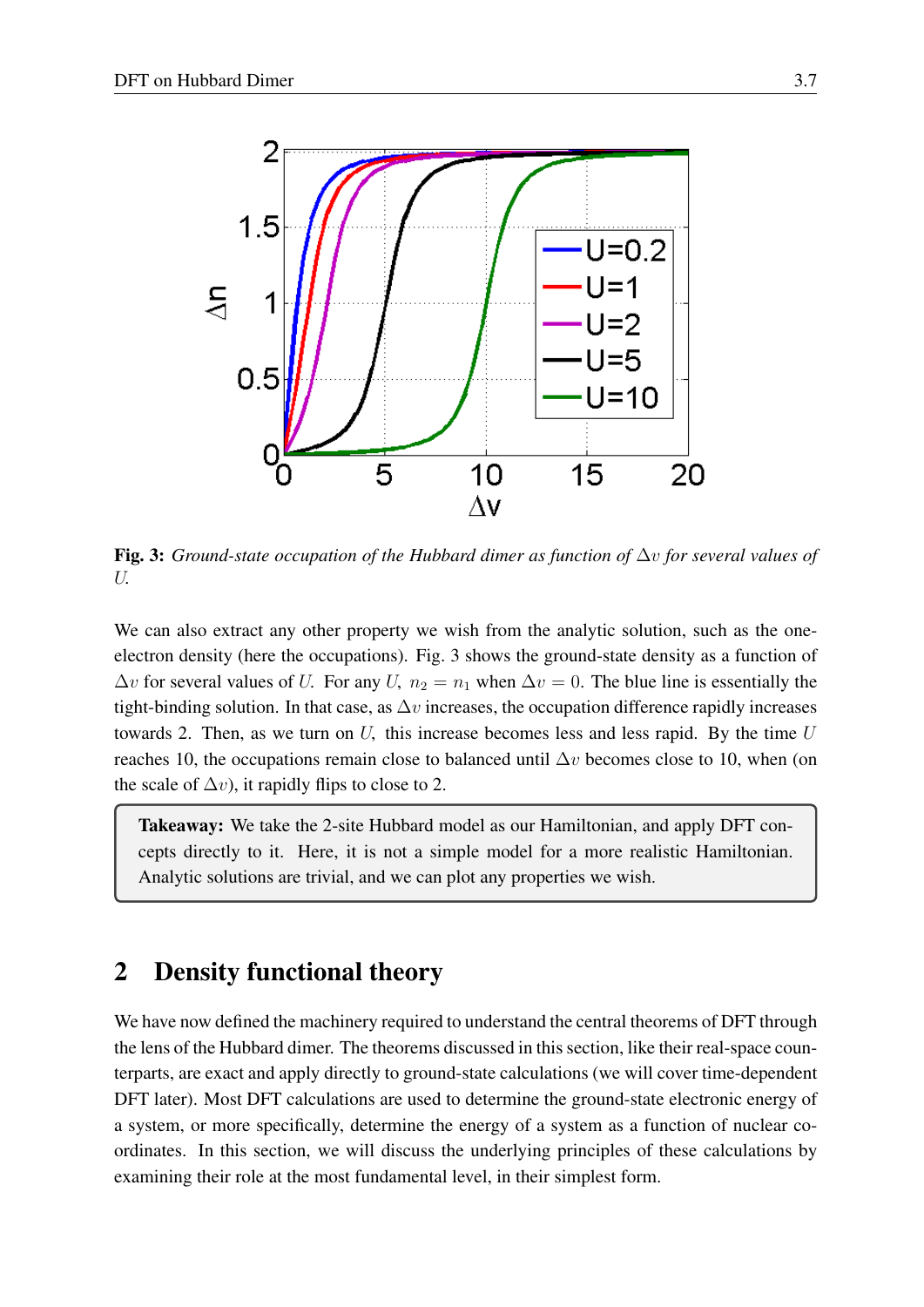**Fig. 3:** *Ground-state occupation of the Hubbard dimer as function of $\Delta v$ for several values of $U$.*

We can also extract any other property we wish from the analytic solution, such as the one-electron density (here the occupations). Fig. 3 shows the ground-state density as a function of $\Delta v$ for several values of $U$. For any $U$, $n_2 = n_1$ when $\Delta v = 0$. The blue line is essentially the tight-binding solution. In that case, as $\Delta v$ increases, the occupation difference rapidly increases towards 2. Then, as we turn on $U$, this increase becomes less and less rapid. By the time $U$ reaches 10, the occupations remain close to balanced until $\Delta v$ becomes close to 10, when (on the scale of $\Delta v$), it rapidly flips to close to 2.

> **Takeaway:** We take the 2-site Hubbard model as our Hamiltonian, and apply DFT concepts directly to it. Here, it is not a simple model for a more realistic Hamiltonian. Analytic solutions are trivial, and we can plot any properties we wish.

## 2 Density functional theory

We have now defined the machinery required to understand the central theorems of DFT through the lens of the Hubbard dimer. The theorems discussed in this section, like their real-space counterparts, are exact and apply directly to ground-state calculations (we will cover time-dependent DFT later). Most DFT calculations are used to determine the ground-state electronic energy of a system, or more specifically, determine the energy of a system as a function of nuclear coordinates. In this section, we will discuss the underlying principles of these calculations by examining their role at the most fundamental level, in their simplest form.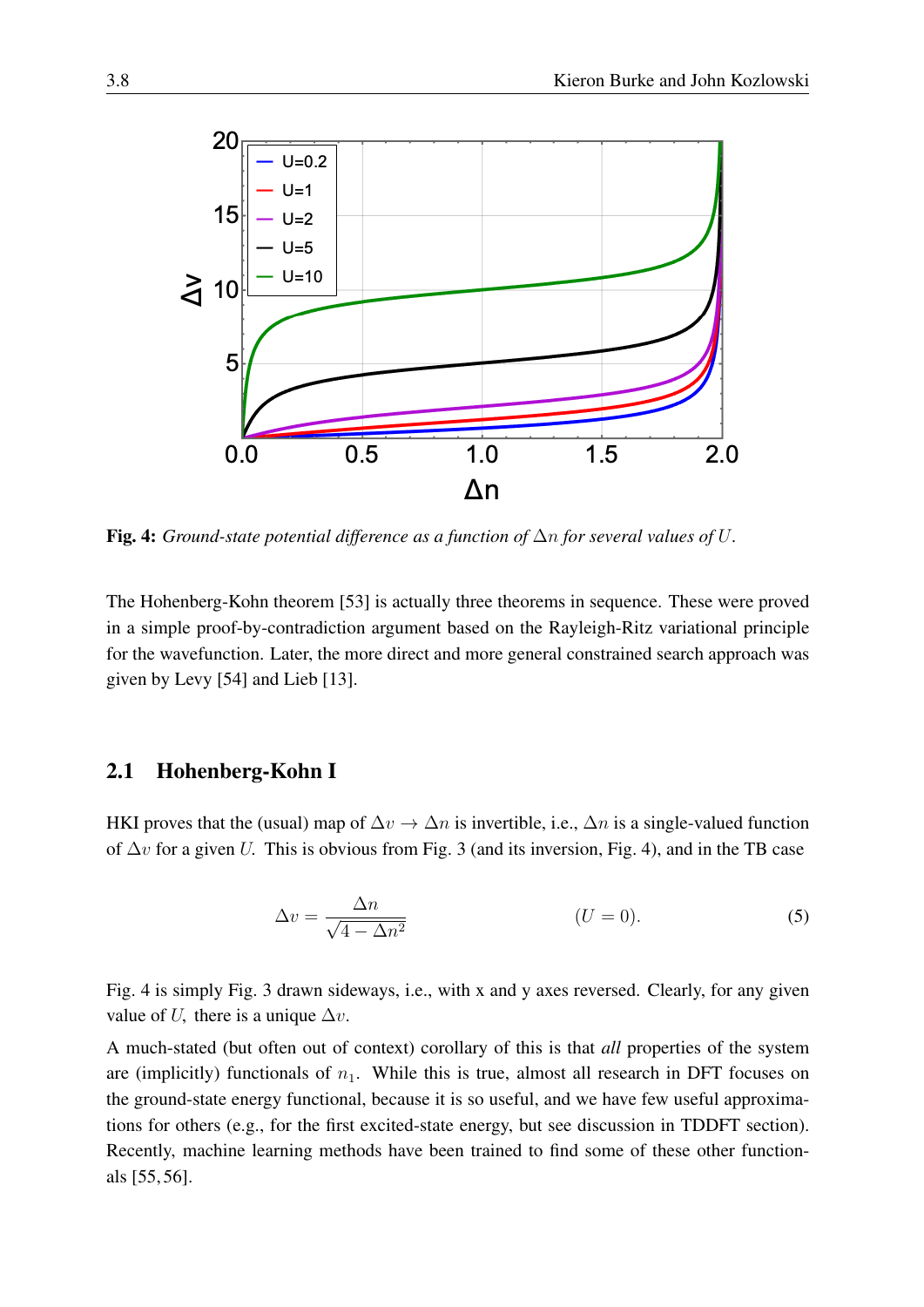**Fig. 4:** *Ground-state potential difference as a function of $\Delta n$ for several values of $U$.*

The Hohenberg-Kohn theorem [53] is actually three theorems in sequence. These were proved in a simple proof-by-contradiction argument based on the Rayleigh-Ritz variational principle for the wavefunction. Later, the more direct and more general constrained search approach was given by Levy [54] and Lieb [13].

## 2.1 Hohenberg-Kohn I

HKI proves that the (usual) map of $\Delta v \to \Delta n$ is invertible, i.e., $\Delta n$ is a single-valued function of $\Delta v$ for a given $U$. This is obvious from Fig. 3 (and its inversion, Fig. 4), and in the TB case

$$\Delta v = \frac{\Delta n}{\sqrt{4 - \Delta n^2}} \qquad (U = 0). \tag{5}$$

Fig. 4 is simply Fig. 3 drawn sideways, i.e., with x and y axes reversed. Clearly, for any given value of $U$, there is a unique $\Delta v$.

A much-stated (but often out of context) corollary of this is that *all* properties of the system are (implicitly) functionals of $n_1$. While this is true, almost all research in DFT focuses on the ground-state energy functional, because it is so useful, and we have few useful approximations for others (e.g., for the first excited-state energy, but see discussion in TDDFT section). Recently, machine learning methods have been trained to find some of these other functionals [55, 56].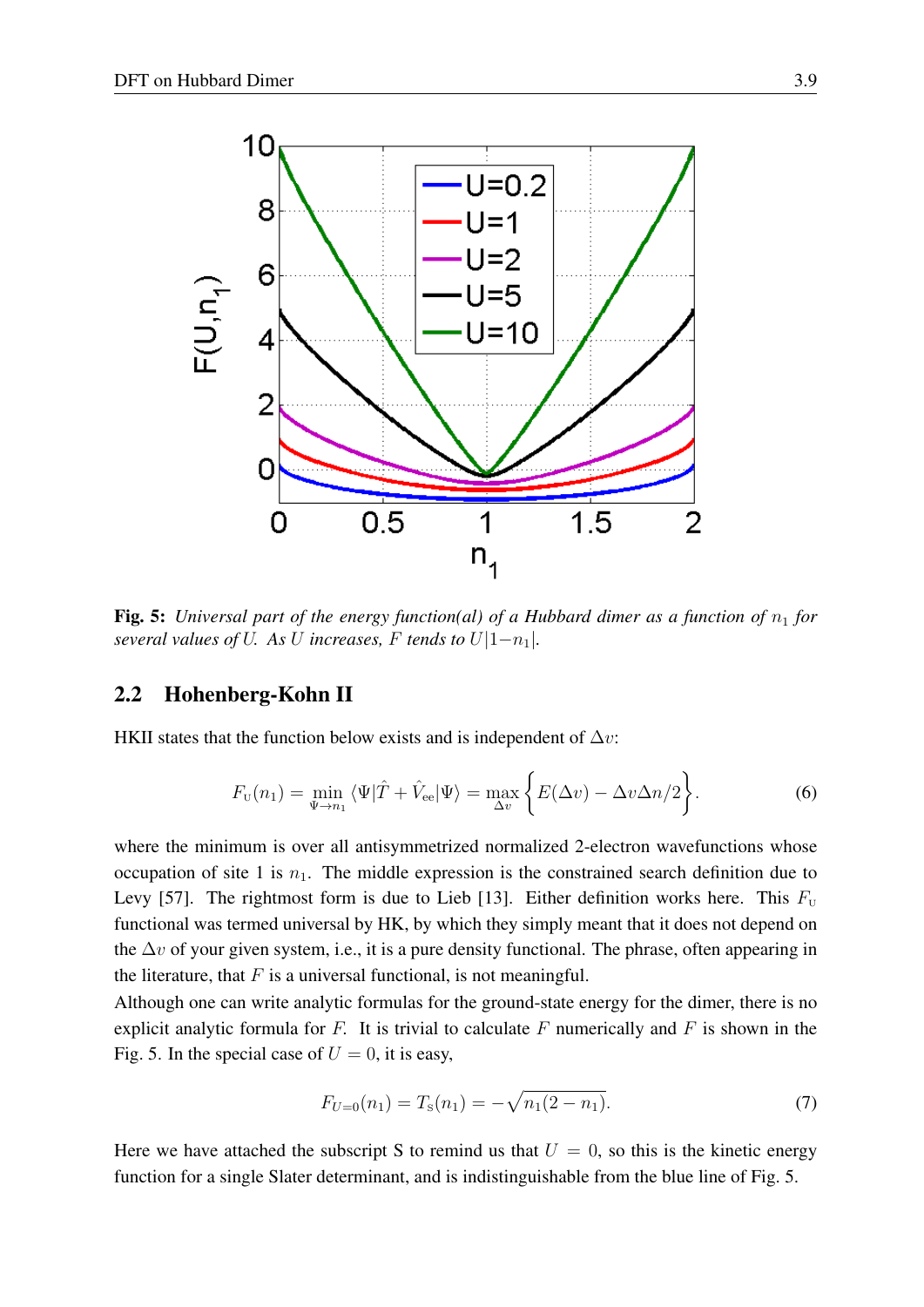**Fig. 5:** *Universal part of the energy function(al) of a Hubbard dimer as a function of $n_1$ for several values of $U$. As $U$ increases, $F$ tends to $U|1-n_1|$.*

## 2.2 Hohenberg-Kohn II

HKII states that the function below exists and is independent of $\Delta v$:

$$F_{\mathrm{U}}(n_1) = \min_{\Psi \to n_1} \langle \Psi | \hat{T} + \hat{V}_{\mathrm{ee}} | \Psi \rangle = \max_{\Delta v} \left\{ E(\Delta v) - \Delta v \Delta n / 2 \right\}. \tag{6}$$

where the minimum is over all antisymmetrized normalized 2-electron wavefunctions whose occupation of site 1 is $n_1$. The middle expression is the constrained search definition due to Levy [57]. The rightmost form is due to Lieb [13]. Either definition works here. This $F_{\mathrm{U}}$ functional was termed universal by HK, by which they simply meant that it does not depend on the $\Delta v$ of your given system, i.e., it is a pure density functional. The phrase, often appearing in the literature, that $F$ is a universal functional, is not meaningful.

Although one can write analytic formulas for the ground-state energy for the dimer, there is no explicit analytic formula for $F$. It is trivial to calculate $F$ numerically and $F$ is shown in the Fig. 5. In the special case of $U = 0$, it is easy,

$$F_{U=0}(n_1) = T_{\mathrm{S}}(n_1) = -\sqrt{n_1(2 - n_1)}. \tag{7}$$

Here we have attached the subscript S to remind us that $U = 0$, so this is the kinetic energy function for a single Slater determinant, and is indistinguishable from the blue line of Fig. 5.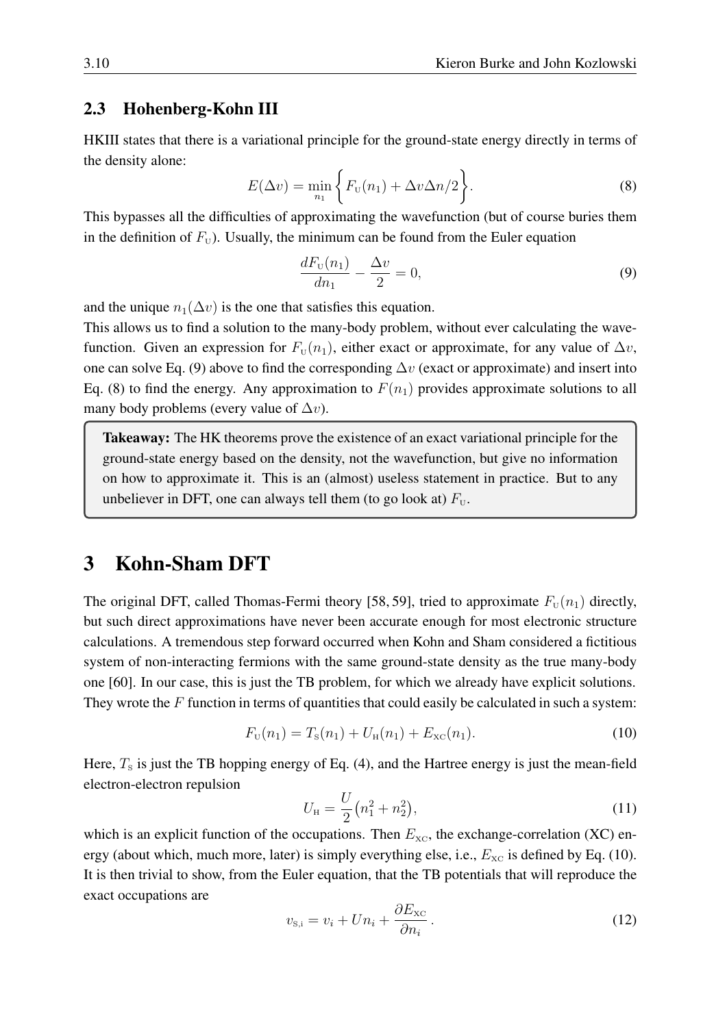### 2.3 Hohenberg-Kohn III

HKIII states that there is a variational principle for the ground-state energy directly in terms of the density alone:

$$E(\Delta v) = \min_{n_1} \left\{ F_{\text{U}}(n_1) + \Delta v \Delta n/2 \right\}. \tag{8}$$

This bypasses all the difficulties of approximating the wavefunction (but of course buries them in the definition of $F_{\text{U}}$). Usually, the minimum can be found from the Euler equation

$$\frac{dF_{\text{U}}(n_1)}{dn_1} - \frac{\Delta v}{2} = 0, \tag{9}$$

and the unique $n_1(\Delta v)$ is the one that satisfies this equation.

This allows us to find a solution to the many-body problem, without ever calculating the wavefunction. Given an expression for $F_{\text{U}}(n_1)$, either exact or approximate, for any value of $\Delta v$, one can solve Eq. (9) above to find the corresponding $\Delta v$ (exact or approximate) and insert into Eq. (8) to find the energy. Any approximation to $F(n_1)$ provides approximate solutions to all many body problems (every value of $\Delta v$).

> **Takeaway:** The HK theorems prove the existence of an exact variational principle for the ground-state energy based on the density, not the wavefunction, but give no information on how to approximate it. This is an (almost) useless statement in practice. But to any unbeliever in DFT, one can always tell them (to go look at) $F_{\text{U}}$.

# 3 Kohn-Sham DFT

The original DFT, called Thomas-Fermi theory [58, 59], tried to approximate $F_{\text{U}}(n_1)$ directly, but such direct approximations have never been accurate enough for most electronic structure calculations. A tremendous step forward occurred when Kohn and Sham considered a fictitious system of non-interacting fermions with the same ground-state density as the true many-body one [60]. In our case, this is just the TB problem, for which we already have explicit solutions. They wrote the $F$ function in terms of quantities that could easily be calculated in such a system:

$$F_{\text{U}}(n_1) = T_{\text{S}}(n_1) + U_{\text{H}}(n_1) + E_{\text{XC}}(n_1). \tag{10}$$

Here, $T_{\text{S}}$ is just the TB hopping energy of Eq. (4), and the Hartree energy is just the mean-field electron-electron repulsion

$$U_{\text{H}} = \frac{U}{2}\left(n_1^2 + n_2^2\right), \tag{11}$$

which is an explicit function of the occupations. Then $E_{\text{XC}}$, the exchange-correlation (XC) energy (about which, much more, later) is simply everything else, i.e., $E_{\text{XC}}$ is defined by Eq. (10). It is then trivial to show, from the Euler equation, that the TB potentials that will reproduce the exact occupations are

$$v_{\text{S},i} = v_i + Un_i + \frac{\partial E_{\text{XC}}}{\partial n_i}. \tag{12}$$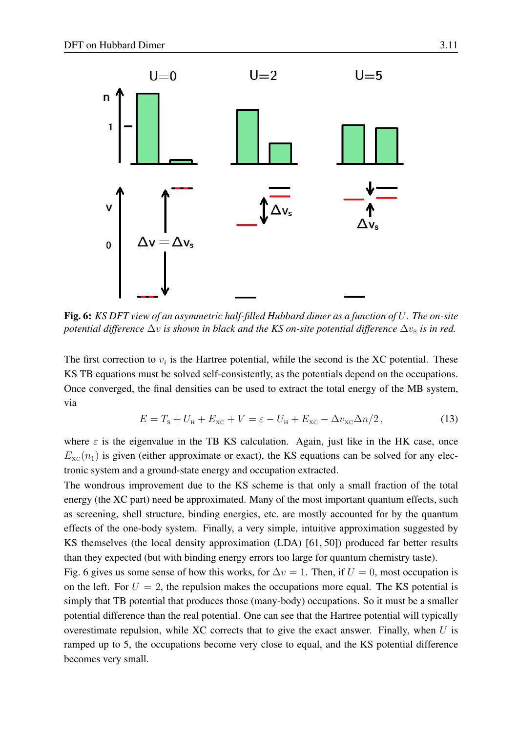**Fig. 6:** *KS DFT view of an asymmetric half-filled Hubbard dimer as a function of $U$. The on-site potential difference $\Delta v$ is shown in black and the KS on-site potential difference $\Delta v_{\rm S}$ is in red.*

The first correction to $v_i$ is the Hartree potential, while the second is the XC potential. These KS TB equations must be solved self-consistently, as the potentials depend on the occupations. Once converged, the final densities can be used to extract the total energy of the MB system, via

$$E = T_{\rm S} + U_{\rm H} + E_{\rm XC} + V = \varepsilon - U_{\rm H} + E_{\rm XC} - \Delta v_{\rm XC}\Delta n/2\,, \tag{13}$$

where $\varepsilon$ is the eigenvalue in the TB KS calculation. Again, just like in the HK case, once $E_{\rm XC}(n_1)$ is given (either approximate or exact), the KS equations can be solved for any electronic system and a ground-state energy and occupation extracted.

The wondrous improvement due to the KS scheme is that only a small fraction of the total energy (the XC part) need be approximated. Many of the most important quantum effects, such as screening, shell structure, binding energies, etc. are mostly accounted for by the quantum effects of the one-body system. Finally, a very simple, intuitive approximation suggested by KS themselves (the local density approximation (LDA) [61, 50]) produced far better results than they expected (but with binding energy errors too large for quantum chemistry taste).

Fig. 6 gives us some sense of how this works, for $\Delta v = 1$. Then, if $U = 0$, most occupation is on the left. For $U = 2$, the repulsion makes the occupations more equal. The KS potential is simply that TB potential that produces those (many-body) occupations. So it must be a smaller potential difference than the real potential. One can see that the Hartree potential will typically overestimate repulsion, while XC corrects that to give the exact answer. Finally, when $U$ is ramped up to 5, the occupations become very close to equal, and the KS potential difference becomes very small.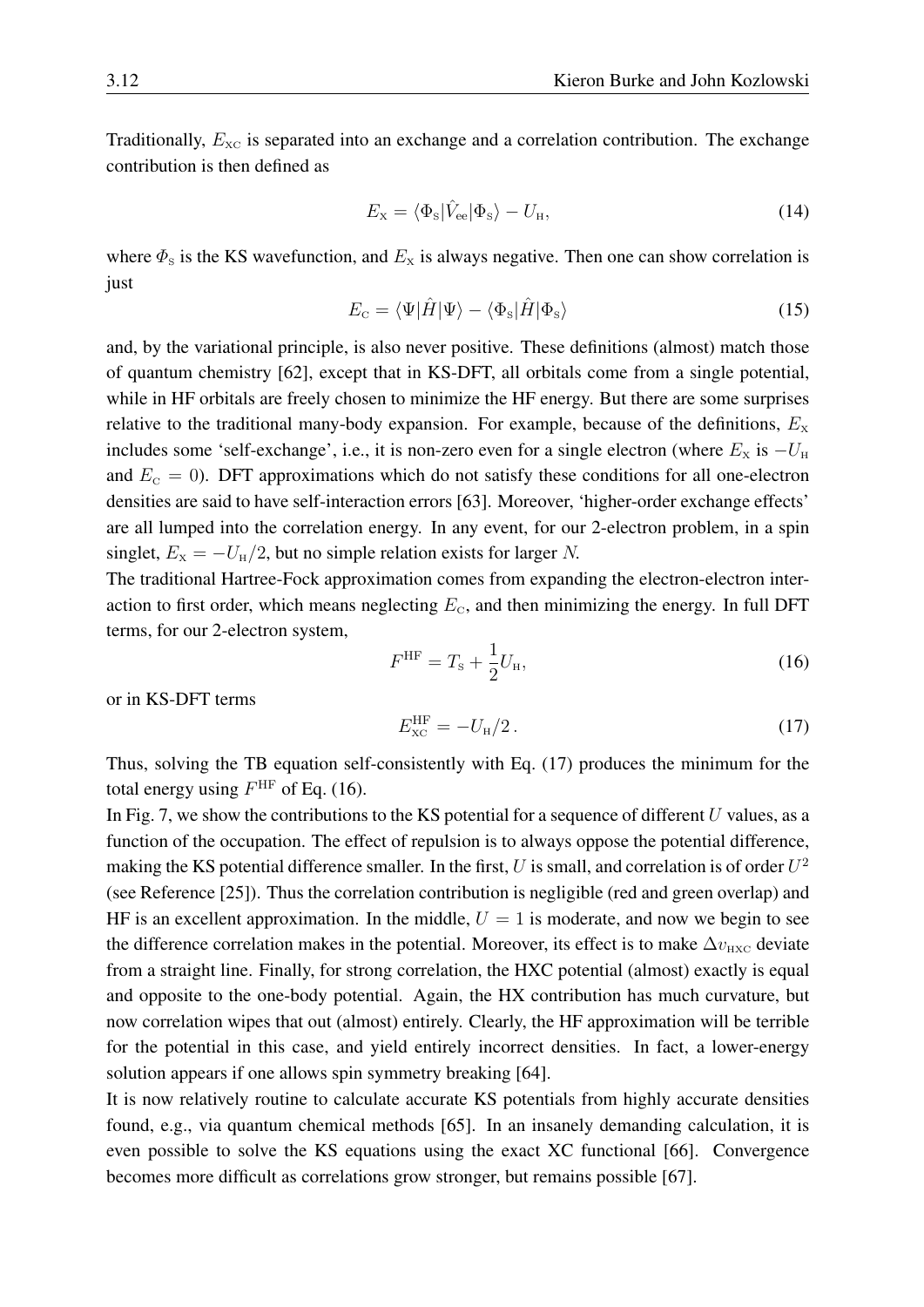Traditionally, $E_{\rm XC}$ is separated into an exchange and a correlation contribution. The exchange contribution is then defined as

$$E_{\rm X} = \langle \Phi_{\rm S} | \hat{V}_{\rm ee} | \Phi_{\rm S} \rangle - U_{\rm H}, \tag{14}$$

where $\Phi_{\rm S}$ is the KS wavefunction, and $E_{\rm X}$ is always negative. Then one can show correlation is just

$$E_{\rm C} = \langle \Psi | \hat{H} | \Psi \rangle - \langle \Phi_{\rm S} | \hat{H} | \Phi_{\rm S} \rangle \tag{15}$$

and, by the variational principle, is also never positive. These definitions (almost) match those of quantum chemistry [62], except that in KS-DFT, all orbitals come from a single potential, while in HF orbitals are freely chosen to minimize the HF energy. But there are some surprises relative to the traditional many-body expansion. For example, because of the definitions, $E_{\rm X}$ includes some 'self-exchange', i.e., it is non-zero even for a single electron (where $E_{\rm X}$ is $-U_{\rm H}$ and $E_{\rm C} = 0$). DFT approximations which do not satisfy these conditions for all one-electron densities are said to have self-interaction errors [63]. Moreover, 'higher-order exchange effects' are all lumped into the correlation energy. In any event, for our 2-electron problem, in a spin singlet, $E_{\rm X} = -U_{\rm H}/2$, but no simple relation exists for larger $N$.

The traditional Hartree-Fock approximation comes from expanding the electron-electron interaction to first order, which means neglecting $E_{\rm C}$, and then minimizing the energy. In full DFT terms, for our 2-electron system,

$$F^{\rm HF} = T_{\rm S} + \frac{1}{2} U_{\rm H}, \tag{16}$$

or in KS-DFT terms

$$E_{\rm XC}^{\rm HF} = -U_{\rm H}/2\,. \tag{17}$$

Thus, solving the TB equation self-consistently with Eq. (17) produces the minimum for the total energy using $F^{\rm HF}$ of Eq. (16).

In Fig. 7, we show the contributions to the KS potential for a sequence of different $U$ values, as a function of the occupation. The effect of repulsion is to always oppose the potential difference, making the KS potential difference smaller. In the first, $U$ is small, and correlation is of order $U^2$ (see Reference [25]). Thus the correlation contribution is negligible (red and green overlap) and HF is an excellent approximation. In the middle, $U = 1$ is moderate, and now we begin to see the difference correlation makes in the potential. Moreover, its effect is to make $\Delta v_{\rm HXC}$ deviate from a straight line. Finally, for strong correlation, the HXC potential (almost) exactly is equal and opposite to the one-body potential. Again, the HX contribution has much curvature, but now correlation wipes that out (almost) entirely. Clearly, the HF approximation will be terrible for the potential in this case, and yield entirely incorrect densities. In fact, a lower-energy solution appears if one allows spin symmetry breaking [64].

It is now relatively routine to calculate accurate KS potentials from highly accurate densities found, e.g., via quantum chemical methods [65]. In an insanely demanding calculation, it is even possible to solve the KS equations using the exact XC functional [66]. Convergence becomes more difficult as correlations grow stronger, but remains possible [67].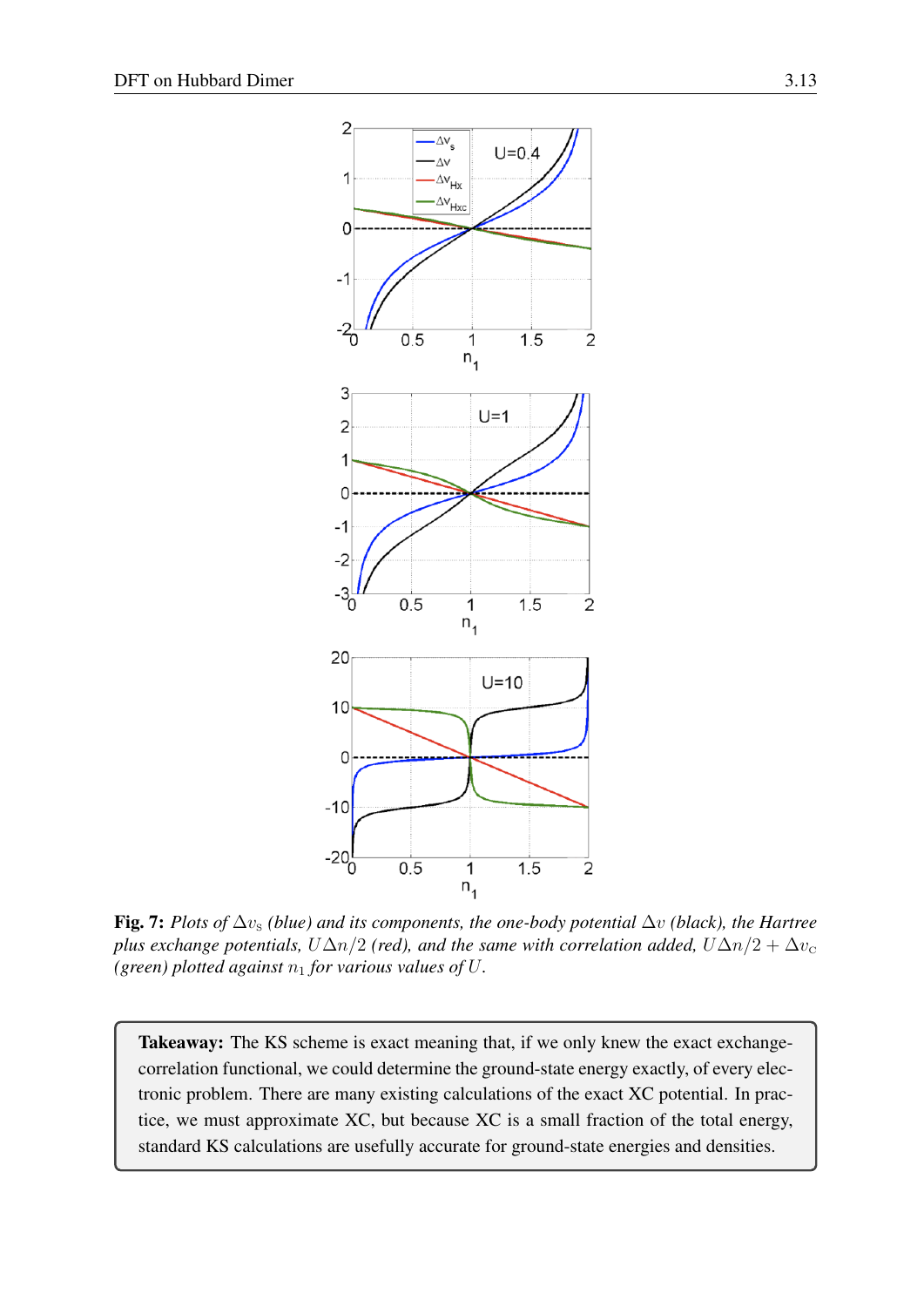**Fig. 7:** *Plots of $\Delta v_{\rm s}$ (blue) and its components, the one-body potential $\Delta v$ (black), the Hartree plus exchange potentials, $U\Delta n/2$ (red), and the same with correlation added, $U\Delta n/2 + \Delta v_{\rm c}$ (green) plotted against $n_1$ for various values of $U$.*

> **Takeaway:** The KS scheme is exact meaning that, if we only knew the exact exchange-correlation functional, we could determine the ground-state energy exactly, of every electronic problem. There are many existing calculations of the exact XC potential. In practice, we must approximate XC, but because XC is a small fraction of the total energy, standard KS calculations are usefully accurate for ground-state energies and densities.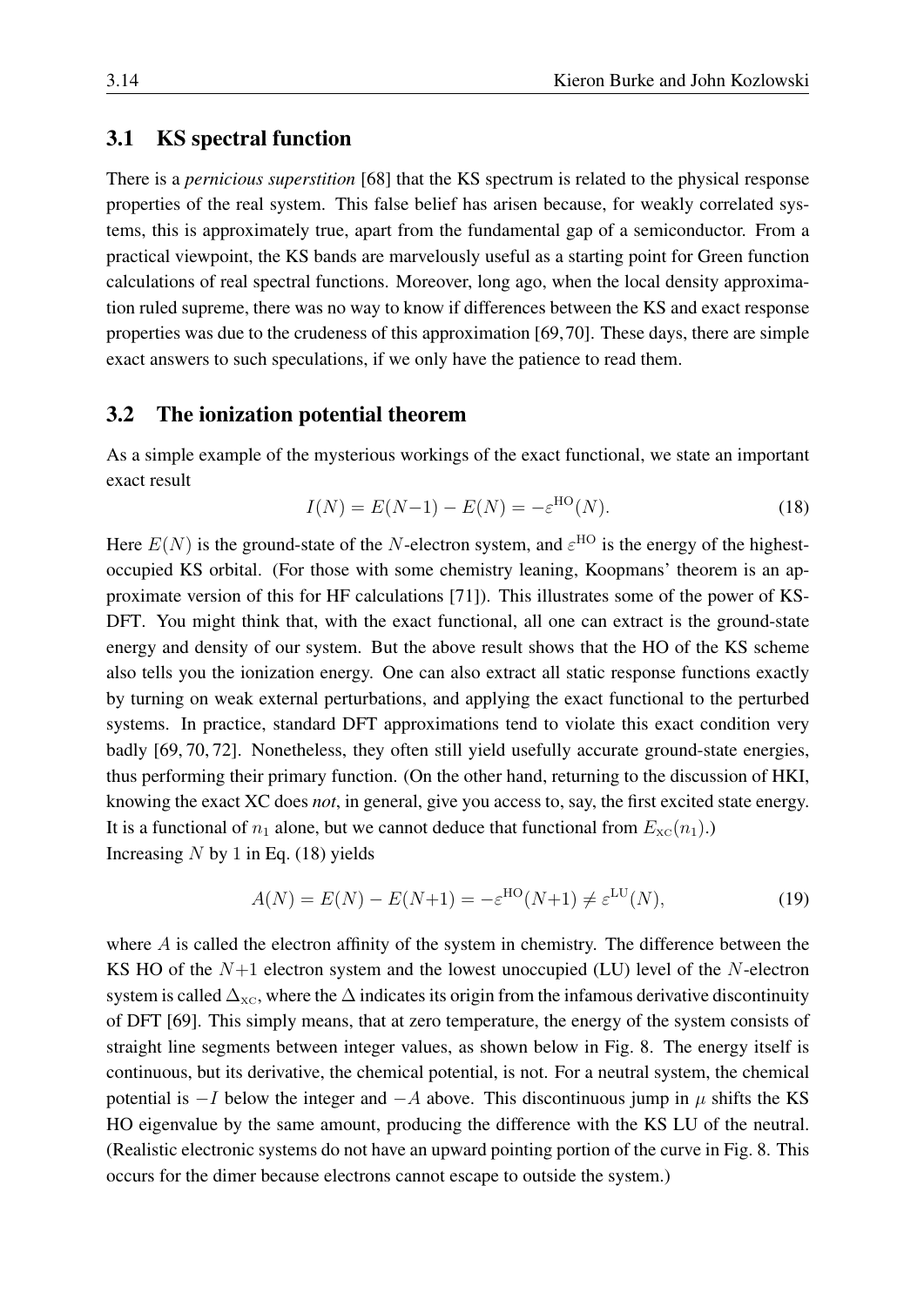## 3.1 KS spectral function

There is a *pernicious superstition* [68] that the KS spectrum is related to the physical response properties of the real system. This false belief has arisen because, for weakly correlated systems, this is approximately true, apart from the fundamental gap of a semiconductor. From a practical viewpoint, the KS bands are marvelously useful as a starting point for Green function calculations of real spectral functions. Moreover, long ago, when the local density approximation ruled supreme, there was no way to know if differences between the KS and exact response properties was due to the crudeness of this approximation [69, 70]. These days, there are simple exact answers to such speculations, if we only have the patience to read them.

## 3.2 The ionization potential theorem

As a simple example of the mysterious workings of the exact functional, we state an important exact result

$$I(N) = E(N{-}1) - E(N) = -\varepsilon^{\rm HO}(N). \tag{18}$$

Here $E(N)$ is the ground-state of the $N$-electron system, and $\varepsilon^{\rm HO}$ is the energy of the highest-occupied KS orbital. (For those with some chemistry leaning, Koopmans' theorem is an approximate version of this for HF calculations [71]). This illustrates some of the power of KS-DFT. You might think that, with the exact functional, all one can extract is the ground-state energy and density of our system. But the above result shows that the HO of the KS scheme also tells you the ionization energy. One can also extract all static response functions exactly by turning on weak external perturbations, and applying the exact functional to the perturbed systems. In practice, standard DFT approximations tend to violate this exact condition very badly [69, 70, 72]. Nonetheless, they often still yield usefully accurate ground-state energies, thus performing their primary function. (On the other hand, returning to the discussion of HKI, knowing the exact XC does *not*, in general, give you access to, say, the first excited state energy. It is a functional of $n_1$ alone, but we cannot deduce that functional from $E_{\rm XC}(n_1)$.)
Increasing $N$ by 1 in Eq. (18) yields

$$A(N) = E(N) - E(N{+}1) = -\varepsilon^{\rm HO}(N{+}1) \neq \varepsilon^{\rm LU}(N), \tag{19}$$

where $A$ is called the electron affinity of the system in chemistry. The difference between the KS HO of the $N{+}1$ electron system and the lowest unoccupied (LU) level of the $N$-electron system is called $\Delta_{\rm XC}$, where the $\Delta$ indicates its origin from the infamous derivative discontinuity of DFT [69]. This simply means, that at zero temperature, the energy of the system consists of straight line segments between integer values, as shown below in Fig. 8. The energy itself is continuous, but its derivative, the chemical potential, is not. For a neutral system, the chemical potential is $-I$ below the integer and $-A$ above. This discontinuous jump in $\mu$ shifts the KS HO eigenvalue by the same amount, producing the difference with the KS LU of the neutral. (Realistic electronic systems do not have an upward pointing portion of the curve in Fig. 8. This occurs for the dimer because electrons cannot escape to outside the system.)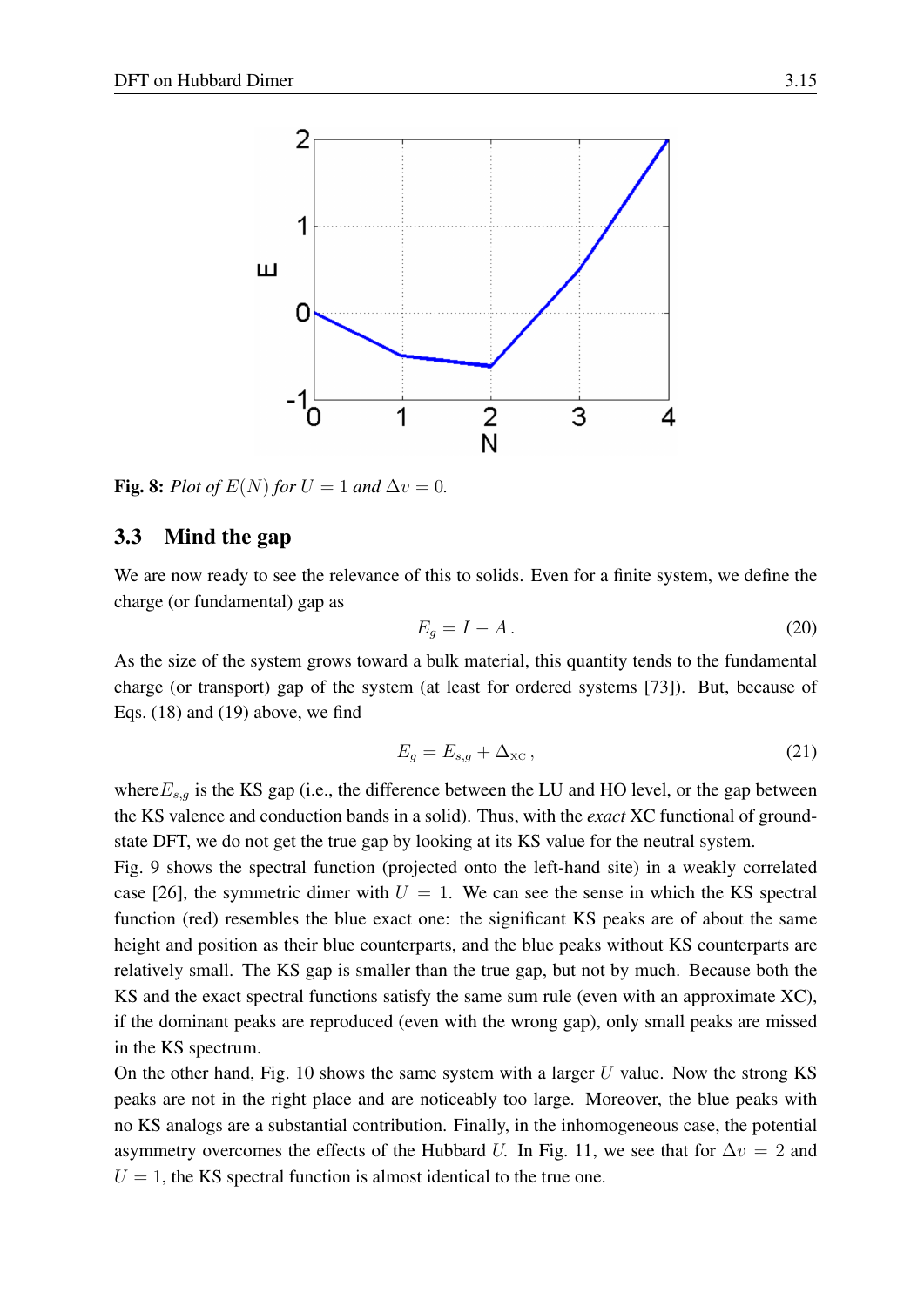**Fig. 8:** *Plot of $E(N)$ for $U = 1$ and $\Delta v = 0$.*

## 3.3 Mind the gap

We are now ready to see the relevance of this to solids. Even for a finite system, we define the charge (or fundamental) gap as

$$E_g = I - A\,. \tag{20}$$

As the size of the system grows toward a bulk material, this quantity tends to the fundamental charge (or transport) gap of the system (at least for ordered systems [73]). But, because of Eqs. (18) and (19) above, we find

$$E_g = E_{s,g} + \Delta_{\text{XC}}\,, \tag{21}$$

where$E_{s,g}$ is the KS gap (i.e., the difference between the LU and HO level, or the gap between the KS valence and conduction bands in a solid). Thus, with the *exact* XC functional of ground-state DFT, we do not get the true gap by looking at its KS value for the neutral system.

Fig. 9 shows the spectral function (projected onto the left-hand site) in a weakly correlated case [26], the symmetric dimer with $U = 1$. We can see the sense in which the KS spectral function (red) resembles the blue exact one: the significant KS peaks are of about the same height and position as their blue counterparts, and the blue peaks without KS counterparts are relatively small. The KS gap is smaller than the true gap, but not by much. Because both the KS and the exact spectral functions satisfy the same sum rule (even with an approximate XC), if the dominant peaks are reproduced (even with the wrong gap), only small peaks are missed in the KS spectrum.

On the other hand, Fig. 10 shows the same system with a larger $U$ value. Now the strong KS peaks are not in the right place and are noticeably too large. Moreover, the blue peaks with no KS analogs are a substantial contribution. Finally, in the inhomogeneous case, the potential asymmetry overcomes the effects of the Hubbard $U$. In Fig. 11, we see that for $\Delta v = 2$ and $U = 1$, the KS spectral function is almost identical to the true one.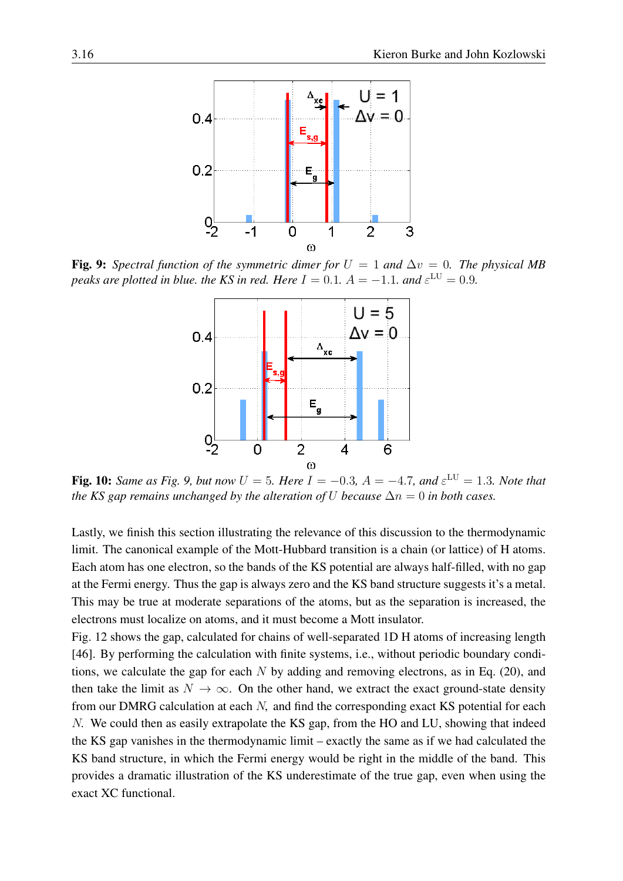**Fig. 9:** *Spectral function of the symmetric dimer for $U = 1$ and $\Delta v = 0$. The physical MB peaks are plotted in blue. the KS in red. Here $I = 0.1$. $A = -1.1$. and $\varepsilon^{\rm LU} = 0.9$.*

**Fig. 10:** *Same as Fig. 9, but now $U = 5$. Here $I = -0.3$, $A = -4.7$, and $\varepsilon^{\rm LU} = 1.3$. Note that the KS gap remains unchanged by the alteration of $U$ because $\Delta n = 0$ in both cases.*

Lastly, we finish this section illustrating the relevance of this discussion to the thermodynamic limit. The canonical example of the Mott-Hubbard transition is a chain (or lattice) of H atoms. Each atom has one electron, so the bands of the KS potential are always half-filled, with no gap at the Fermi energy. Thus the gap is always zero and the KS band structure suggests it's a metal. This may be true at moderate separations of the atoms, but as the separation is increased, the electrons must localize on atoms, and it must become a Mott insulator.

Fig. 12 shows the gap, calculated for chains of well-separated 1D H atoms of increasing length [46]. By performing the calculation with finite systems, i.e., without periodic boundary conditions, we calculate the gap for each $N$ by adding and removing electrons, as in Eq. (20), and then take the limit as $N \to \infty$. On the other hand, we extract the exact ground-state density from our DMRG calculation at each $N$, and find the corresponding exact KS potential for each $N$. We could then as easily extrapolate the KS gap, from the HO and LU, showing that indeed the KS gap vanishes in the thermodynamic limit – exactly the same as if we had calculated the KS band structure, in which the Fermi energy would be right in the middle of the band. This provides a dramatic illustration of the KS underestimate of the true gap, even when using the exact XC functional.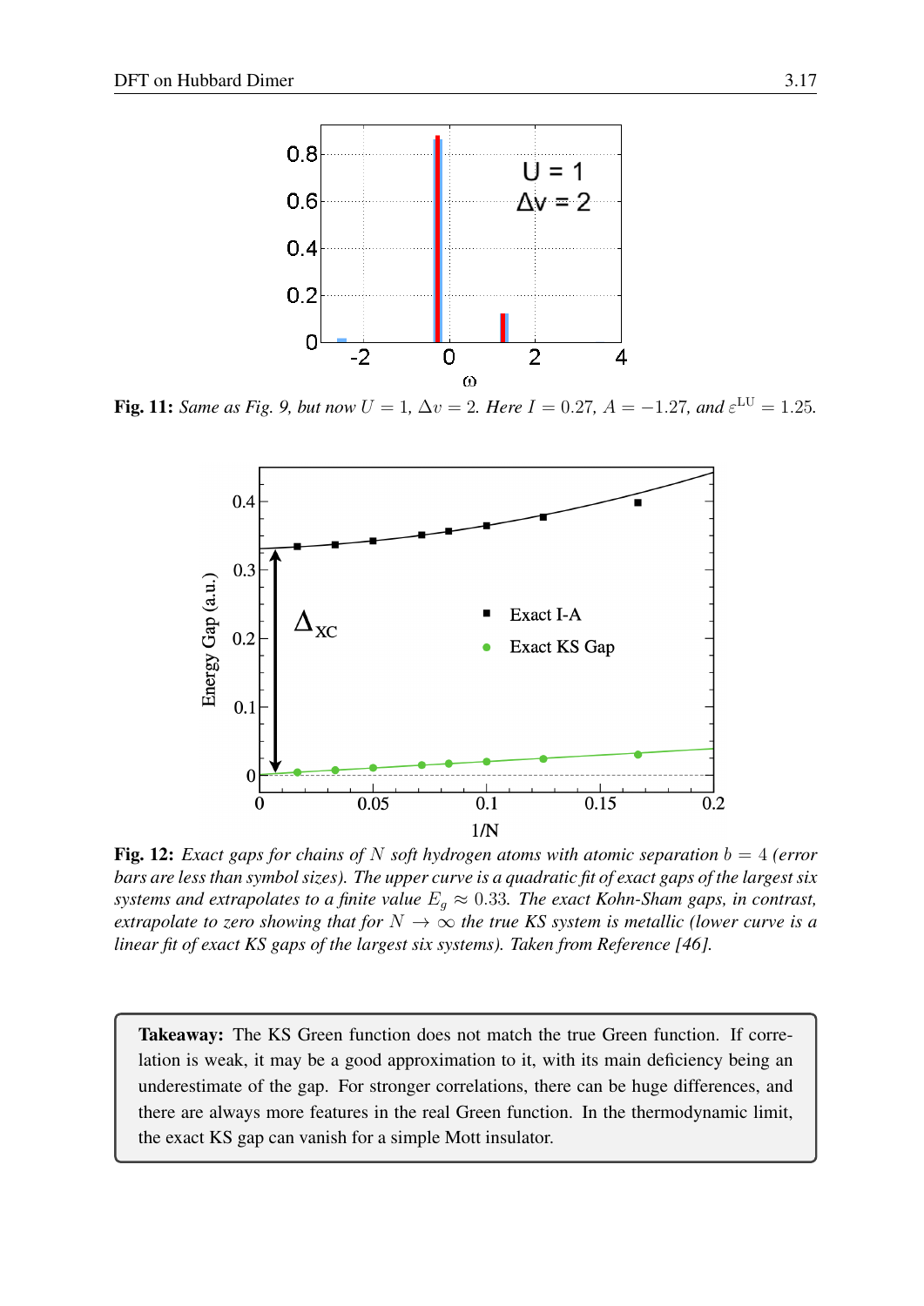**Fig. 11:** *Same as Fig. 9, but now $U = 1$, $\Delta v = 2$. Here $I = 0.27$, $A = -1.27$, and $\varepsilon^{\rm LU} = 1.25$.*

**Fig. 12:** *Exact gaps for chains of $N$ soft hydrogen atoms with atomic separation $b = 4$ (error bars are less than symbol sizes). The upper curve is a quadratic fit of exact gaps of the largest six systems and extrapolates to a finite value $E_g \approx 0.33$. The exact Kohn-Sham gaps, in contrast, extrapolate to zero showing that for $N \to \infty$ the true KS system is metallic (lower curve is a linear fit of exact KS gaps of the largest six systems). Taken from Reference [46].*

> **Takeaway:** The KS Green function does not match the true Green function. If correlation is weak, it may be a good approximation to it, with its main deficiency being an underestimate of the gap. For stronger correlations, there can be huge differences, and there are always more features in the real Green function. In the thermodynamic limit, the exact KS gap can vanish for a simple Mott insulator.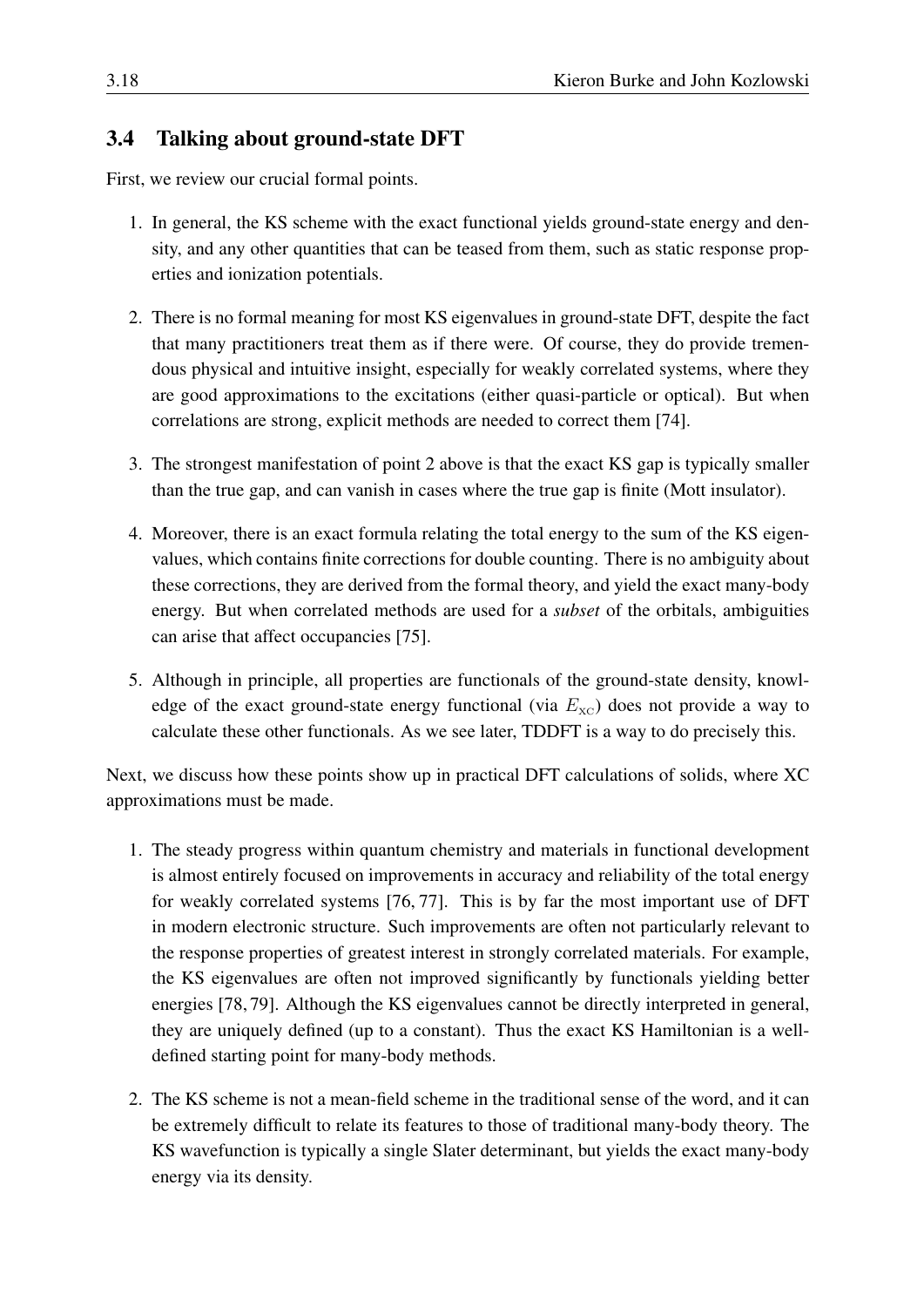## 3.4 Talking about ground-state DFT

First, we review our crucial formal points.

1. In general, the KS scheme with the exact functional yields ground-state energy and density, and any other quantities that can be teased from them, such as static response properties and ionization potentials.

2. There is no formal meaning for most KS eigenvalues in ground-state DFT, despite the fact that many practitioners treat them as if there were. Of course, they do provide tremendous physical and intuitive insight, especially for weakly correlated systems, where they are good approximations to the excitations (either quasi-particle or optical). But when correlations are strong, explicit methods are needed to correct them [74].

3. The strongest manifestation of point 2 above is that the exact KS gap is typically smaller than the true gap, and can vanish in cases where the true gap is finite (Mott insulator).

4. Moreover, there is an exact formula relating the total energy to the sum of the KS eigenvalues, which contains finite corrections for double counting. There is no ambiguity about these corrections, they are derived from the formal theory, and yield the exact many-body energy. But when correlated methods are used for a *subset* of the orbitals, ambiguities can arise that affect occupancies [75].

5. Although in principle, all properties are functionals of the ground-state density, knowledge of the exact ground-state energy functional (via $E_{\rm XC}$) does not provide a way to calculate these other functionals. As we see later, TDDFT is a way to do precisely this.

Next, we discuss how these points show up in practical DFT calculations of solids, where XC approximations must be made.

1. The steady progress within quantum chemistry and materials in functional development is almost entirely focused on improvements in accuracy and reliability of the total energy for weakly correlated systems [76, 77]. This is by far the most important use of DFT in modern electronic structure. Such improvements are often not particularly relevant to the response properties of greatest interest in strongly correlated materials. For example, the KS eigenvalues are often not improved significantly by functionals yielding better energies [78, 79]. Although the KS eigenvalues cannot be directly interpreted in general, they are uniquely defined (up to a constant). Thus the exact KS Hamiltonian is a well-defined starting point for many-body methods.

2. The KS scheme is not a mean-field scheme in the traditional sense of the word, and it can be extremely difficult to relate its features to those of traditional many-body theory. The KS wavefunction is typically a single Slater determinant, but yields the exact many-body energy via its density.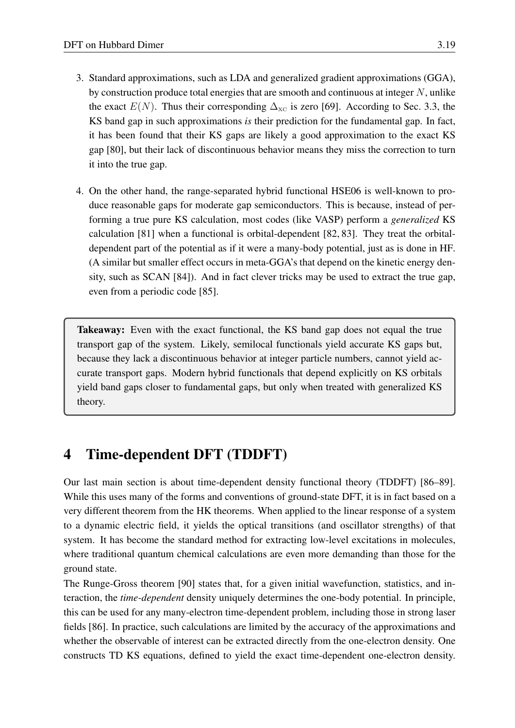3. Standard approximations, such as LDA and generalized gradient approximations (GGA), by construction produce total energies that are smooth and continuous at integer $N$, unlike the exact $E(N)$. Thus their corresponding $\Delta_{\text{XC}}$ is zero [69]. According to Sec. 3.3, the KS band gap in such approximations *is* their prediction for the fundamental gap. In fact, it has been found that their KS gaps are likely a good approximation to the exact KS gap [80], but their lack of discontinuous behavior means they miss the correction to turn it into the true gap.

4. On the other hand, the range-separated hybrid functional HSE06 is well-known to produce reasonable gaps for moderate gap semiconductors. This is because, instead of performing a true pure KS calculation, most codes (like VASP) perform a *generalized* KS calculation [81] when a functional is orbital-dependent [82, 83]. They treat the orbital-dependent part of the potential as if it were a many-body potential, just as is done in HF. (A similar but smaller effect occurs in meta-GGA's that depend on the kinetic energy density, such as SCAN [84]). And in fact clever tricks may be used to extract the true gap, even from a periodic code [85].

> **Takeaway:** Even with the exact functional, the KS band gap does not equal the true transport gap of the system. Likely, semilocal functionals yield accurate KS gaps but, because they lack a discontinuous behavior at integer particle numbers, cannot yield accurate transport gaps. Modern hybrid functionals that depend explicitly on KS orbitals yield band gaps closer to fundamental gaps, but only when treated with generalized KS theory.

# 4 Time-dependent DFT (TDDFT)

Our last main section is about time-dependent density functional theory (TDDFT) [86–89]. While this uses many of the forms and conventions of ground-state DFT, it is in fact based on a very different theorem from the HK theorems. When applied to the linear response of a system to a dynamic electric field, it yields the optical transitions (and oscillator strengths) of that system. It has become the standard method for extracting low-level excitations in molecules, where traditional quantum chemical calculations are even more demanding than those for the ground state.

The Runge-Gross theorem [90] states that, for a given initial wavefunction, statistics, and interaction, the *time-dependent* density uniquely determines the one-body potential. In principle, this can be used for any many-electron time-dependent problem, including those in strong laser fields [86]. In practice, such calculations are limited by the accuracy of the approximations and whether the observable of interest can be extracted directly from the one-electron density. One constructs TD KS equations, defined to yield the exact time-dependent one-electron density.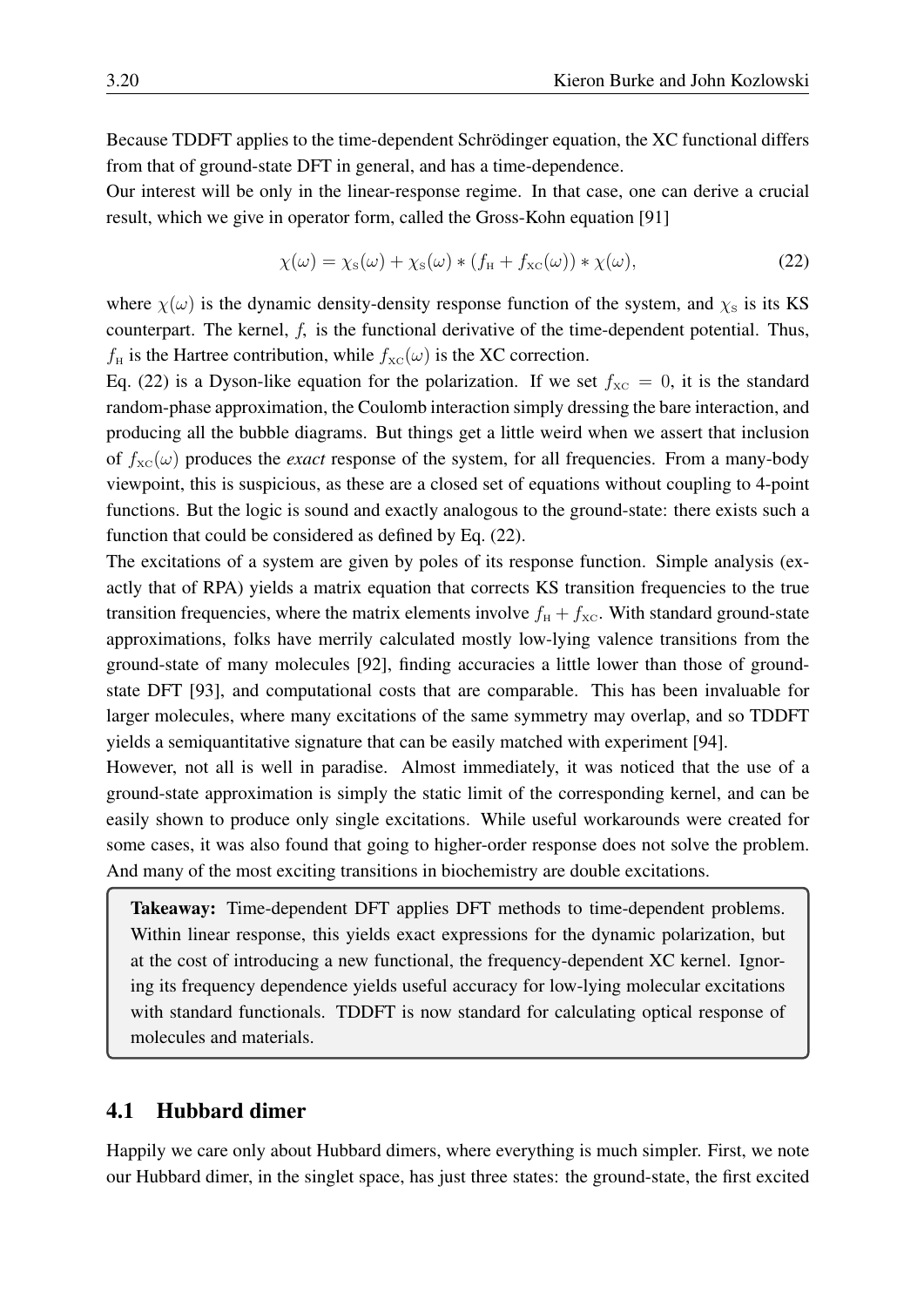Because TDDFT applies to the time-dependent Schrödinger equation, the XC functional differs from that of ground-state DFT in general, and has a time-dependence.

Our interest will be only in the linear-response regime. In that case, one can derive a crucial result, which we give in operator form, called the Gross-Kohn equation [91]

$$\chi(\omega) = \chi_{\rm S}(\omega) + \chi_{\rm S}(\omega) * (f_{\rm H} + f_{\rm XC}(\omega)) * \chi(\omega), \tag{22}$$

where $\chi(\omega)$ is the dynamic density-density response function of the system, and $\chi_{\rm S}$ is its KS counterpart. The kernel, $f$, is the functional derivative of the time-dependent potential. Thus, $f_{\rm H}$ is the Hartree contribution, while $f_{\rm XC}(\omega)$ is the XC correction.

Eq. (22) is a Dyson-like equation for the polarization. If we set $f_{\rm XC} = 0$, it is the standard random-phase approximation, the Coulomb interaction simply dressing the bare interaction, and producing all the bubble diagrams. But things get a little weird when we assert that inclusion of $f_{\rm XC}(\omega)$ produces the *exact* response of the system, for all frequencies. From a many-body viewpoint, this is suspicious, as these are a closed set of equations without coupling to 4-point functions. But the logic is sound and exactly analogous to the ground-state: there exists such a function that could be considered as defined by Eq. (22).

The excitations of a system are given by poles of its response function. Simple analysis (exactly that of RPA) yields a matrix equation that corrects KS transition frequencies to the true transition frequencies, where the matrix elements involve $f_{\rm H} + f_{\rm XC}$. With standard ground-state approximations, folks have merrily calculated mostly low-lying valence transitions from the ground-state of many molecules [92], finding accuracies a little lower than those of ground-state DFT [93], and computational costs that are comparable. This has been invaluable for larger molecules, where many excitations of the same symmetry may overlap, and so TDDFT yields a semiquantitative signature that can be easily matched with experiment [94].

However, not all is well in paradise. Almost immediately, it was noticed that the use of a ground-state approximation is simply the static limit of the corresponding kernel, and can be easily shown to produce only single excitations. While useful workarounds were created for some cases, it was also found that going to higher-order response does not solve the problem. And many of the most exciting transitions in biochemistry are double excitations.

> **Takeaway:** Time-dependent DFT applies DFT methods to time-dependent problems. Within linear response, this yields exact expressions for the dynamic polarization, but at the cost of introducing a new functional, the frequency-dependent XC kernel. Ignoring its frequency dependence yields useful accuracy for low-lying molecular excitations with standard functionals. TDDFT is now standard for calculating optical response of molecules and materials.

## 4.1 Hubbard dimer

Happily we care only about Hubbard dimers, where everything is much simpler. First, we note our Hubbard dimer, in the singlet space, has just three states: the ground-state, the first excited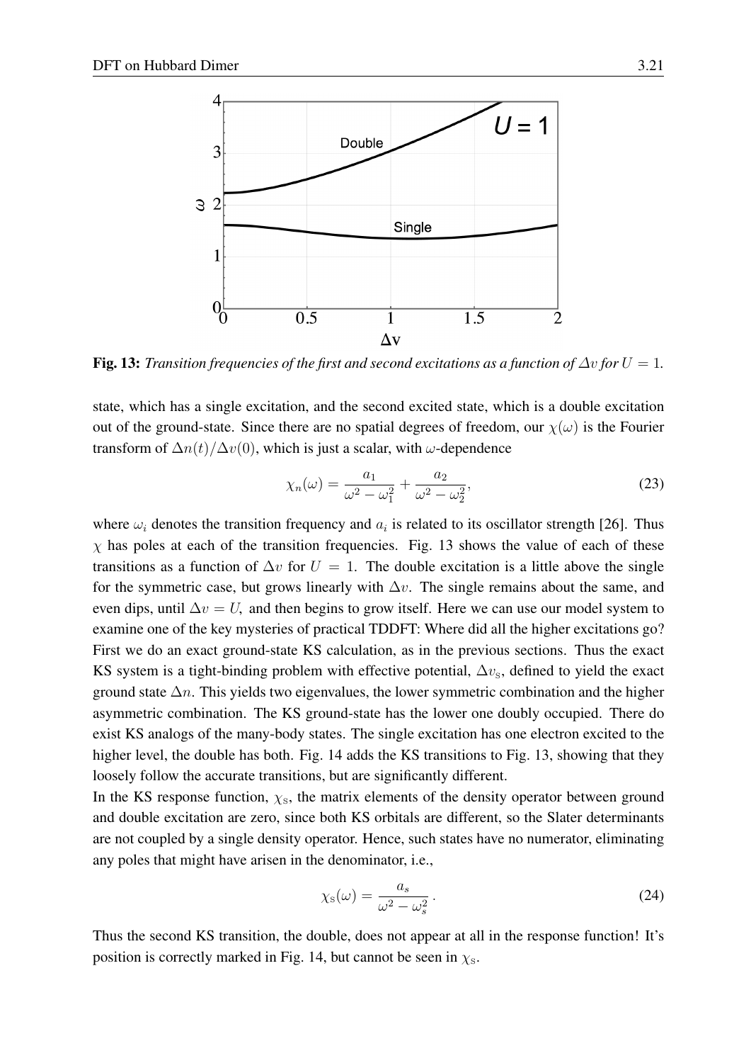**Fig. 13:** *Transition frequencies of the first and second excitations as a function of $\Delta v$ for $U = 1$.*

state, which has a single excitation, and the second excited state, which is a double excitation out of the ground-state. Since there are no spatial degrees of freedom, our $\chi(\omega)$ is the Fourier transform of $\Delta n(t)/\Delta v(0)$, which is just a scalar, with $\omega$-dependence

$$\chi_n(\omega) = \frac{a_1}{\omega^2 - \omega_1^2} + \frac{a_2}{\omega^2 - \omega_2^2}, \tag{23}$$

where $\omega_i$ denotes the transition frequency and $a_i$ is related to its oscillator strength [26]. Thus $\chi$ has poles at each of the transition frequencies. Fig. 13 shows the value of each of these transitions as a function of $\Delta v$ for $U = 1$. The double excitation is a little above the single for the symmetric case, but grows linearly with $\Delta v$. The single remains about the same, and even dips, until $\Delta v = U$, and then begins to grow itself. Here we can use our model system to examine one of the key mysteries of practical TDDFT: Where did all the higher excitations go? First we do an exact ground-state KS calculation, as in the previous sections. Thus the exact KS system is a tight-binding problem with effective potential, $\Delta v_s$, defined to yield the exact ground state $\Delta n$. This yields two eigenvalues, the lower symmetric combination and the higher asymmetric combination. The KS ground-state has the lower one doubly occupied. There do exist KS analogs of the many-body states. The single excitation has one electron excited to the higher level, the double has both. Fig. 14 adds the KS transitions to Fig. 13, showing that they loosely follow the accurate transitions, but are significantly different.

In the KS response function, $\chi_s$, the matrix elements of the density operator between ground and double excitation are zero, since both KS orbitals are different, so the Slater determinants are not coupled by a single density operator. Hence, such states have no numerator, eliminating any poles that might have arisen in the denominator, i.e.,

$$\chi_s(\omega) = \frac{a_s}{\omega^2 - \omega_s^2}\,. \tag{24}$$

Thus the second KS transition, the double, does not appear at all in the response function! It's position is correctly marked in Fig. 14, but cannot be seen in $\chi_s$.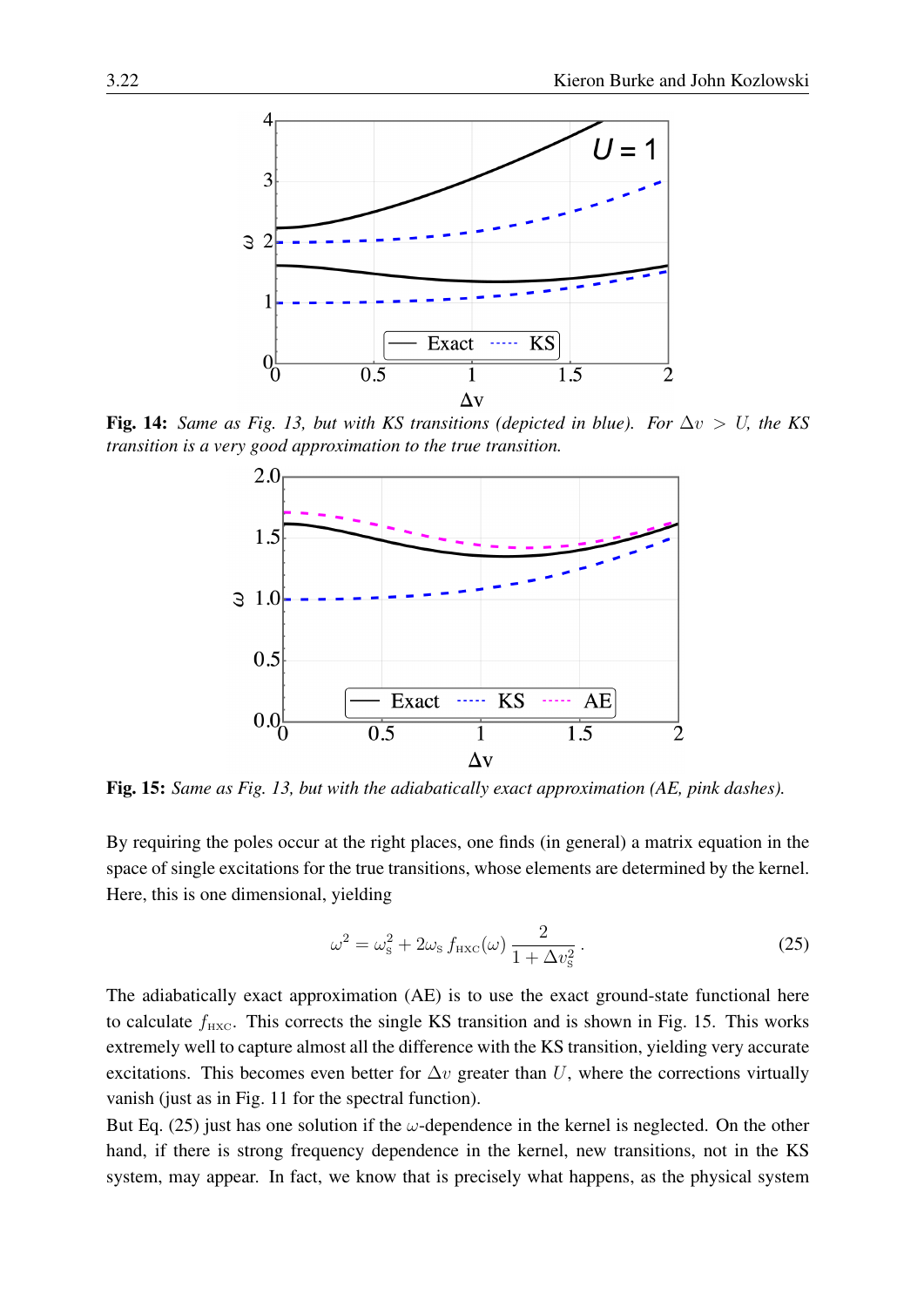**Fig. 14:** *Same as Fig. 13, but with KS transitions (depicted in blue). For $\Delta v > U$, the KS transition is a very good approximation to the true transition.*

**Fig. 15:** *Same as Fig. 13, but with the adiabatically exact approximation (AE, pink dashes).*

By requiring the poles occur at the right places, one finds (in general) a matrix equation in the space of single excitations for the true transitions, whose elements are determined by the kernel. Here, this is one dimensional, yielding

$$\omega^2 = \omega_{\mathrm{S}}^2 + 2\omega_{\mathrm{S}}\, f_{\mathrm{HXC}}(\omega)\, \frac{2}{1+\Delta v_{\mathrm{S}}^2}\,. \tag{25}$$

The adiabatically exact approximation (AE) is to use the exact ground-state functional here to calculate $f_{\mathrm{HXC}}$. This corrects the single KS transition and is shown in Fig. 15. This works extremely well to capture almost all the difference with the KS transition, yielding very accurate excitations. This becomes even better for $\Delta v$ greater than $U$, where the corrections virtually vanish (just as in Fig. 11 for the spectral function).

But Eq. (25) just has one solution if the $\omega$-dependence in the kernel is neglected. On the other hand, if there is strong frequency dependence in the kernel, new transitions, not in the KS system, may appear. In fact, we know that is precisely what happens, as the physical system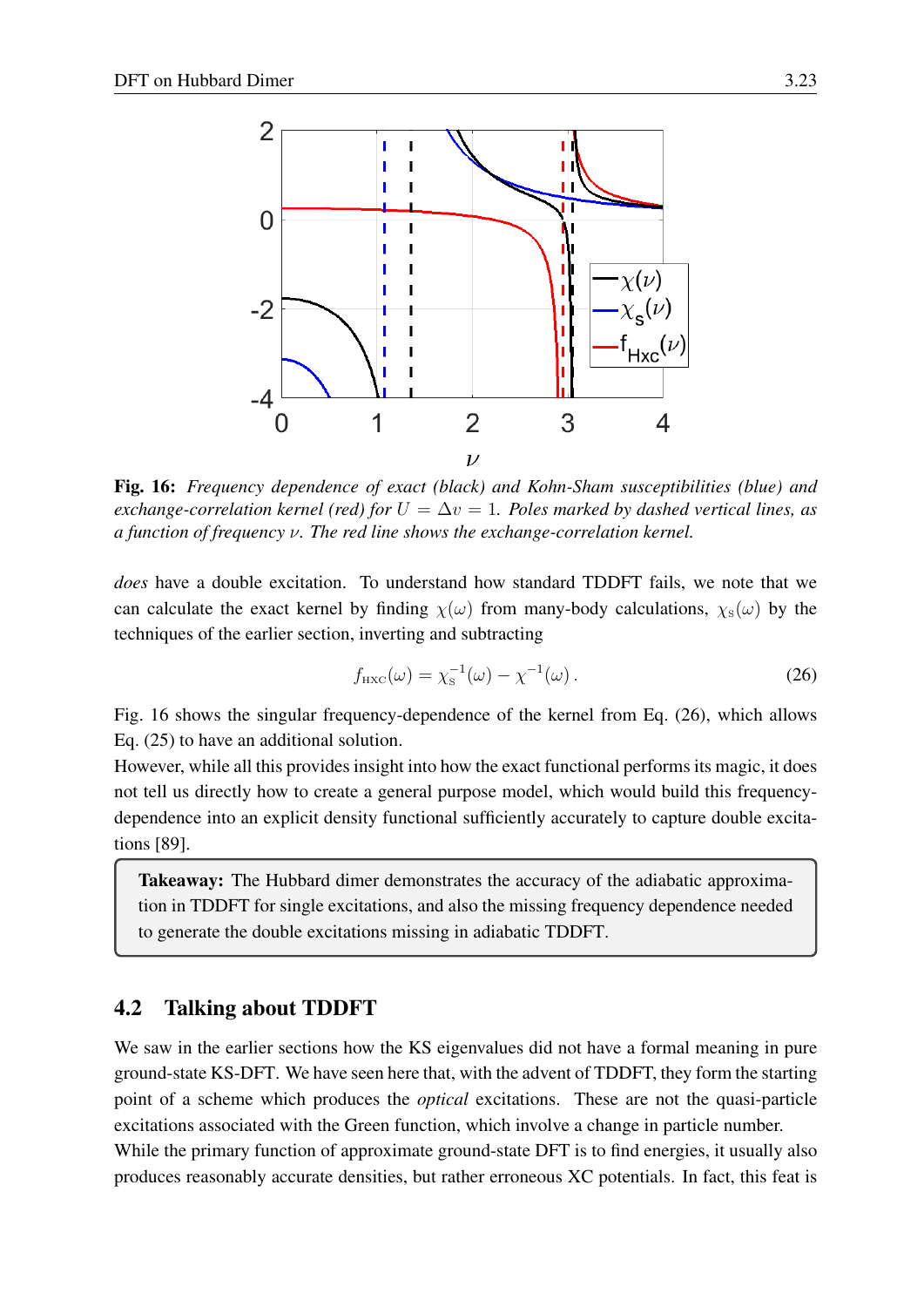**Fig. 16:** *Frequency dependence of exact (black) and Kohn-Sham susceptibilities (blue) and exchange-correlation kernel (red) for $U = \Delta v = 1$. Poles marked by dashed vertical lines, as a function of frequency $\nu$. The red line shows the exchange-correlation kernel.*

*does* have a double excitation. To understand how standard TDDFT fails, we note that we can calculate the exact kernel by finding $\chi(\omega)$ from many-body calculations, $\chi_{\rm S}(\omega)$ by the techniques of the earlier section, inverting and subtracting

$$f_{\rm HXC}(\omega) = \chi_{\rm S}^{-1}(\omega) - \chi^{-1}(\omega)\,. \tag{26}$$

Fig. 16 shows the singular frequency-dependence of the kernel from Eq. (26), which allows Eq. (25) to have an additional solution.

However, while all this provides insight into how the exact functional performs its magic, it does not tell us directly how to create a general purpose model, which would build this frequency-dependence into an explicit density functional sufficiently accurately to capture double excitations [89].

> **Takeaway:** The Hubbard dimer demonstrates the accuracy of the adiabatic approximation in TDDFT for single excitations, and also the missing frequency dependence needed to generate the double excitations missing in adiabatic TDDFT.

## 4.2 Talking about TDDFT

We saw in the earlier sections how the KS eigenvalues did not have a formal meaning in pure ground-state KS-DFT. We have seen here that, with the advent of TDDFT, they form the starting point of a scheme which produces the *optical* excitations. These are not the quasi-particle excitations associated with the Green function, which involve a change in particle number.

While the primary function of approximate ground-state DFT is to find energies, it usually also produces reasonably accurate densities, but rather erroneous XC potentials. In fact, this feat is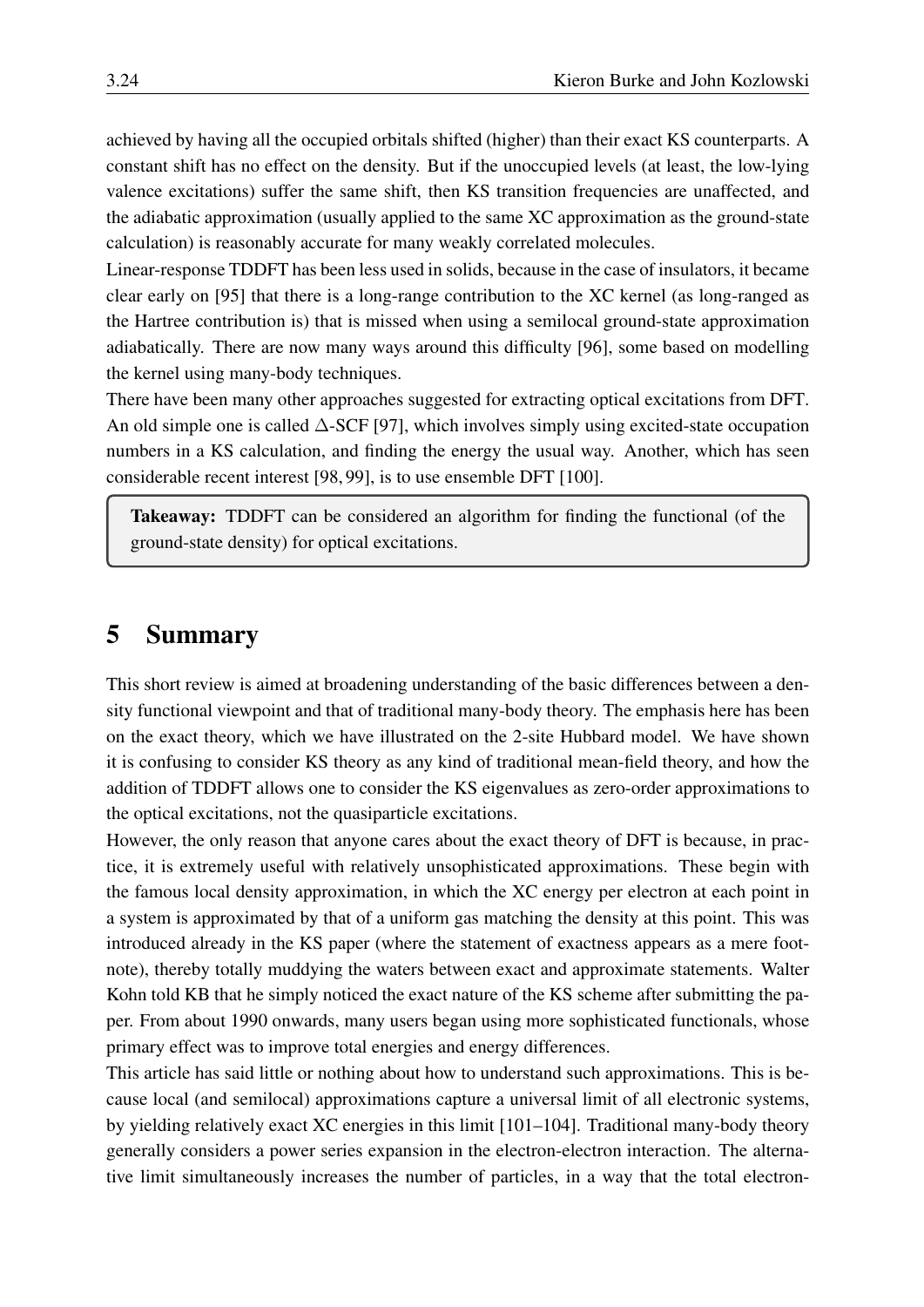achieved by having all the occupied orbitals shifted (higher) than their exact KS counterparts. A constant shift has no effect on the density. But if the unoccupied levels (at least, the low-lying valence excitations) suffer the same shift, then KS transition frequencies are unaffected, and the adiabatic approximation (usually applied to the same XC approximation as the ground-state calculation) is reasonably accurate for many weakly correlated molecules.

Linear-response TDDFT has been less used in solids, because in the case of insulators, it became clear early on [95] that there is a long-range contribution to the XC kernel (as long-ranged as the Hartree contribution is) that is missed when using a semilocal ground-state approximation adiabatically. There are now many ways around this difficulty [96], some based on modelling the kernel using many-body techniques.

There have been many other approaches suggested for extracting optical excitations from DFT. An old simple one is called $\Delta$-SCF [97], which involves simply using excited-state occupation numbers in a KS calculation, and finding the energy the usual way. Another, which has seen considerable recent interest [98, 99], is to use ensemble DFT [100].

> **Takeaway:** TDDFT can be considered an algorithm for finding the functional (of the ground-state density) for optical excitations.

# 5 Summary

This short review is aimed at broadening understanding of the basic differences between a density functional viewpoint and that of traditional many-body theory. The emphasis here has been on the exact theory, which we have illustrated on the 2-site Hubbard model. We have shown it is confusing to consider KS theory as any kind of traditional mean-field theory, and how the addition of TDDFT allows one to consider the KS eigenvalues as zero-order approximations to the optical excitations, not the quasiparticle excitations.

However, the only reason that anyone cares about the exact theory of DFT is because, in practice, it is extremely useful with relatively unsophisticated approximations. These begin with the famous local density approximation, in which the XC energy per electron at each point in a system is approximated by that of a uniform gas matching the density at this point. This was introduced already in the KS paper (where the statement of exactness appears as a mere footnote), thereby totally muddying the waters between exact and approximate statements. Walter Kohn told KB that he simply noticed the exact nature of the KS scheme after submitting the paper. From about 1990 onwards, many users began using more sophisticated functionals, whose primary effect was to improve total energies and energy differences.

This article has said little or nothing about how to understand such approximations. This is because local (and semilocal) approximations capture a universal limit of all electronic systems, by yielding relatively exact XC energies in this limit [101–104]. Traditional many-body theory generally considers a power series expansion in the electron-electron interaction. The alternative limit simultaneously increases the number of particles, in a way that the total electron-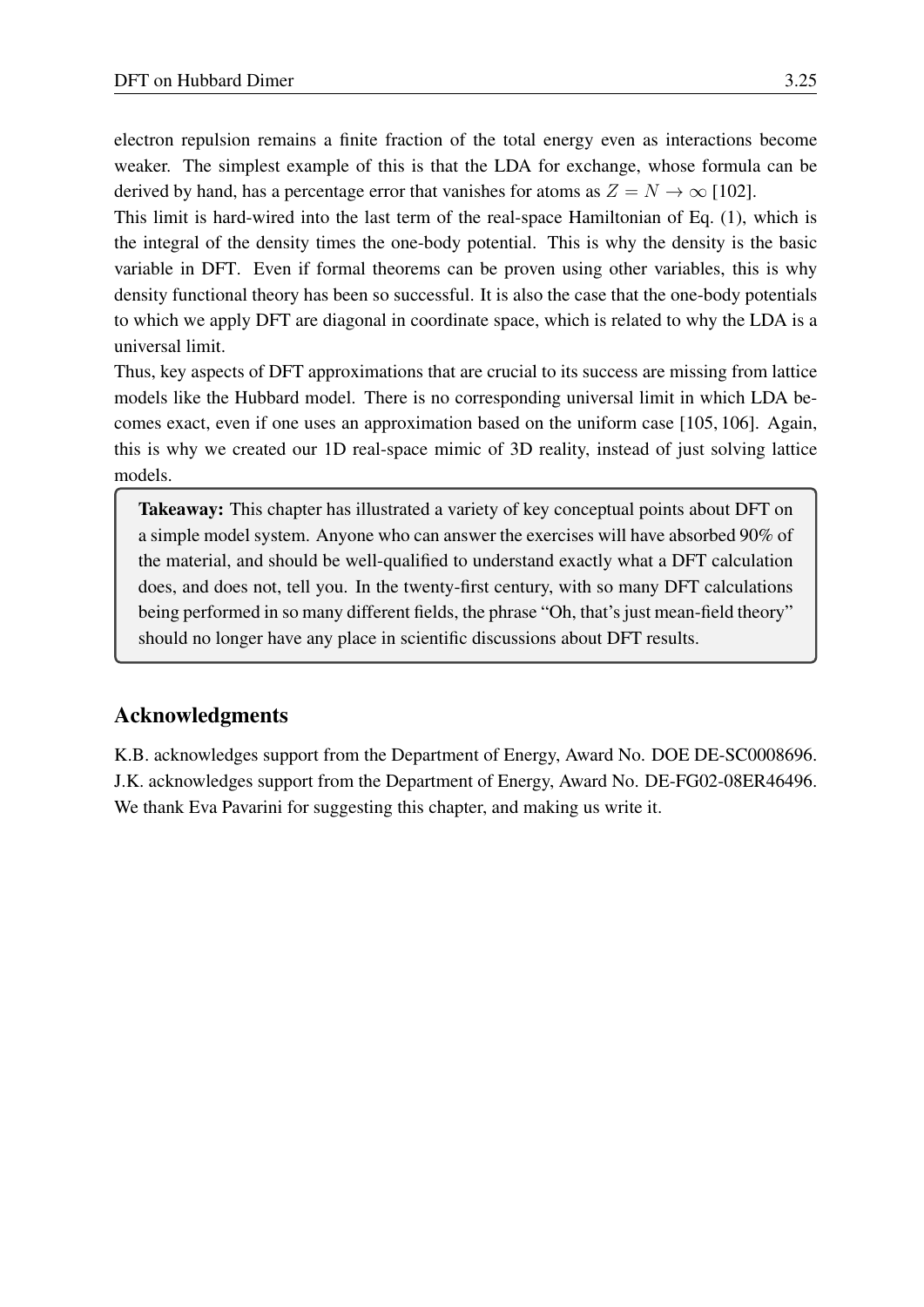electron repulsion remains a finite fraction of the total energy even as interactions become weaker. The simplest example of this is that the LDA for exchange, whose formula can be derived by hand, has a percentage error that vanishes for atoms as $Z = N \to \infty$ [102].

This limit is hard-wired into the last term of the real-space Hamiltonian of Eq. (1), which is the integral of the density times the one-body potential. This is why the density is the basic variable in DFT. Even if formal theorems can be proven using other variables, this is why density functional theory has been so successful. It is also the case that the one-body potentials to which we apply DFT are diagonal in coordinate space, which is related to why the LDA is a universal limit.

Thus, key aspects of DFT approximations that are crucial to its success are missing from lattice models like the Hubbard model. There is no corresponding universal limit in which LDA becomes exact, even if one uses an approximation based on the uniform case [105, 106]. Again, this is why we created our 1D real-space mimic of 3D reality, instead of just solving lattice models.

> **Takeaway:** This chapter has illustrated a variety of key conceptual points about DFT on a simple model system. Anyone who can answer the exercises will have absorbed 90% of the material, and should be well-qualified to understand exactly what a DFT calculation does, and does not, tell you. In the twenty-first century, with so many DFT calculations being performed in so many different fields, the phrase "Oh, that's just mean-field theory" should no longer have any place in scientific discussions about DFT results.

## Acknowledgments

K.B. acknowledges support from the Department of Energy, Award No. DOE DE-SC0008696. J.K. acknowledges support from the Department of Energy, Award No. DE-FG02-08ER46496. We thank Eva Pavarini for suggesting this chapter, and making us write it.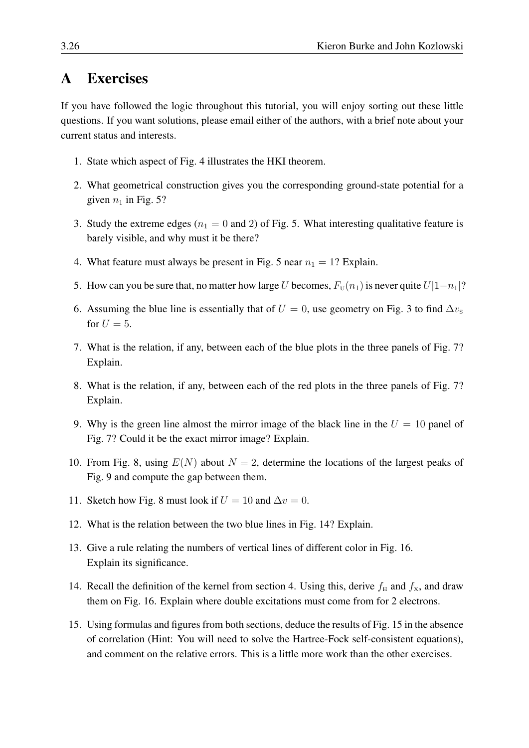# A Exercises

If you have followed the logic throughout this tutorial, you will enjoy sorting out these little questions. If you want solutions, please email either of the authors, with a brief note about your current status and interests.

1. State which aspect of Fig. 4 illustrates the HKI theorem.
2. What geometrical construction gives you the corresponding ground-state potential for a given $n_1$ in Fig. 5?
3. Study the extreme edges ($n_1 = 0$ and 2) of Fig. 5. What interesting qualitative feature is barely visible, and why must it be there?
4. What feature must always be present in Fig. 5 near $n_1 = 1$? Explain.
5. How can you be sure that, no matter how large $U$ becomes, $F_{\rm U}(n_1)$ is never quite $U|1-n_1|$?
6. Assuming the blue line is essentially that of $U = 0$, use geometry on Fig. 3 to find $\Delta v_{\rm S}$ for $U = 5$.
7. What is the relation, if any, between each of the blue plots in the three panels of Fig. 7? Explain.
8. What is the relation, if any, between each of the red plots in the three panels of Fig. 7? Explain.
9. Why is the green line almost the mirror image of the black line in the $U = 10$ panel of Fig. 7? Could it be the exact mirror image? Explain.
10. From Fig. 8, using $E(N)$ about $N = 2$, determine the locations of the largest peaks of Fig. 9 and compute the gap between them.
11. Sketch how Fig. 8 must look if $U = 10$ and $\Delta v = 0$.
12. What is the relation between the two blue lines in Fig. 14? Explain.
13. Give a rule relating the numbers of vertical lines of different color in Fig. 16. Explain its significance.
14. Recall the definition of the kernel from section 4. Using this, derive $f_{\rm H}$ and $f_{\rm X}$, and draw them on Fig. 16. Explain where double excitations must come from for 2 electrons.
15. Using formulas and figures from both sections, deduce the results of Fig. 15 in the absence of correlation (Hint: You will need to solve the Hartree-Fock self-consistent equations), and comment on the relative errors. This is a little more work than the other exercises.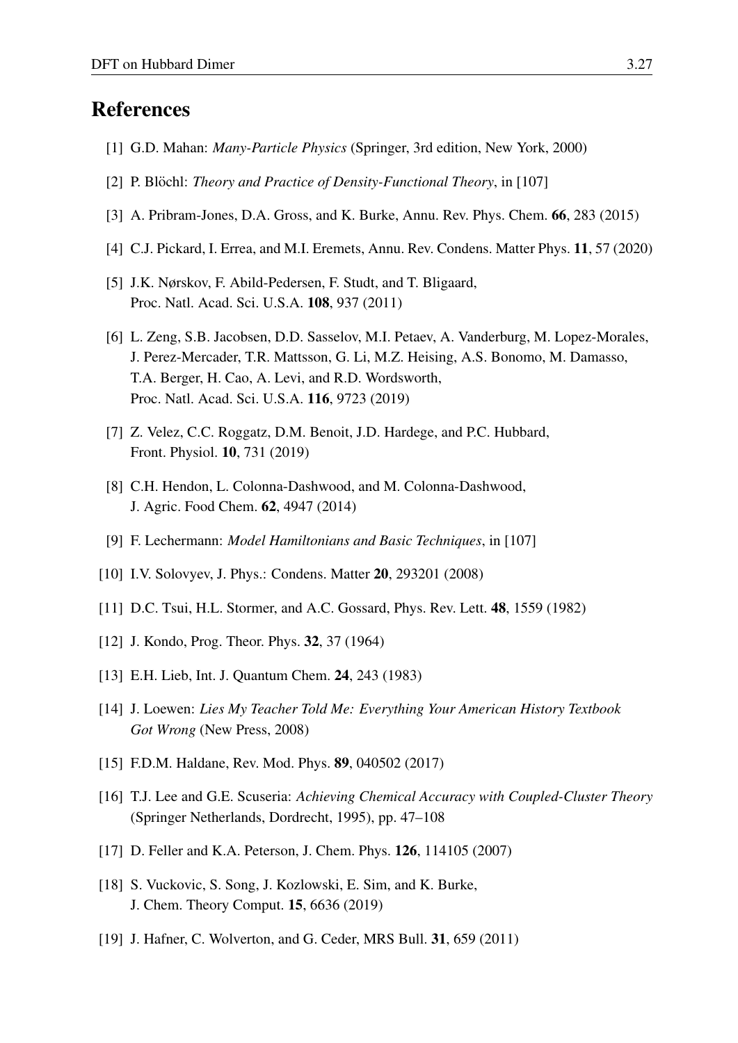## References

[1] G.D. Mahan: *Many-Particle Physics* (Springer, 3rd edition, New York, 2000)

[2] P. Blöchl: *Theory and Practice of Density-Functional Theory*, in [107]

[3] A. Pribram-Jones, D.A. Gross, and K. Burke, Annu. Rev. Phys. Chem. **66**, 283 (2015)

[4] C.J. Pickard, I. Errea, and M.I. Eremets, Annu. Rev. Condens. Matter Phys. **11**, 57 (2020)

[5] J.K. Nørskov, F. Abild-Pedersen, F. Studt, and T. Bligaard, Proc. Natl. Acad. Sci. U.S.A. **108**, 937 (2011)

[6] L. Zeng, S.B. Jacobsen, D.D. Sasselov, M.I. Petaev, A. Vanderburg, M. Lopez-Morales, J. Perez-Mercader, T.R. Mattsson, G. Li, M.Z. Heising, A.S. Bonomo, M. Damasso, T.A. Berger, H. Cao, A. Levi, and R.D. Wordsworth, Proc. Natl. Acad. Sci. U.S.A. **116**, 9723 (2019)

[7] Z. Velez, C.C. Roggatz, D.M. Benoit, J.D. Hardege, and P.C. Hubbard, Front. Physiol. **10**, 731 (2019)

[8] C.H. Hendon, L. Colonna-Dashwood, and M. Colonna-Dashwood, J. Agric. Food Chem. **62**, 4947 (2014)

[9] F. Lechermann: *Model Hamiltonians and Basic Techniques*, in [107]

[10] I.V. Solovyev, J. Phys.: Condens. Matter **20**, 293201 (2008)

[11] D.C. Tsui, H.L. Stormer, and A.C. Gossard, Phys. Rev. Lett. **48**, 1559 (1982)

[12] J. Kondo, Prog. Theor. Phys. **32**, 37 (1964)

[13] E.H. Lieb, Int. J. Quantum Chem. **24**, 243 (1983)

[14] J. Loewen: *Lies My Teacher Told Me: Everything Your American History Textbook Got Wrong* (New Press, 2008)

[15] F.D.M. Haldane, Rev. Mod. Phys. **89**, 040502 (2017)

[16] T.J. Lee and G.E. Scuseria: *Achieving Chemical Accuracy with Coupled-Cluster Theory* (Springer Netherlands, Dordrecht, 1995), pp. 47–108

[17] D. Feller and K.A. Peterson, J. Chem. Phys. **126**, 114105 (2007)

[18] S. Vuckovic, S. Song, J. Kozlowski, E. Sim, and K. Burke, J. Chem. Theory Comput. **15**, 6636 (2019)

[19] J. Hafner, C. Wolverton, and G. Ceder, MRS Bull. **31**, 659 (2011)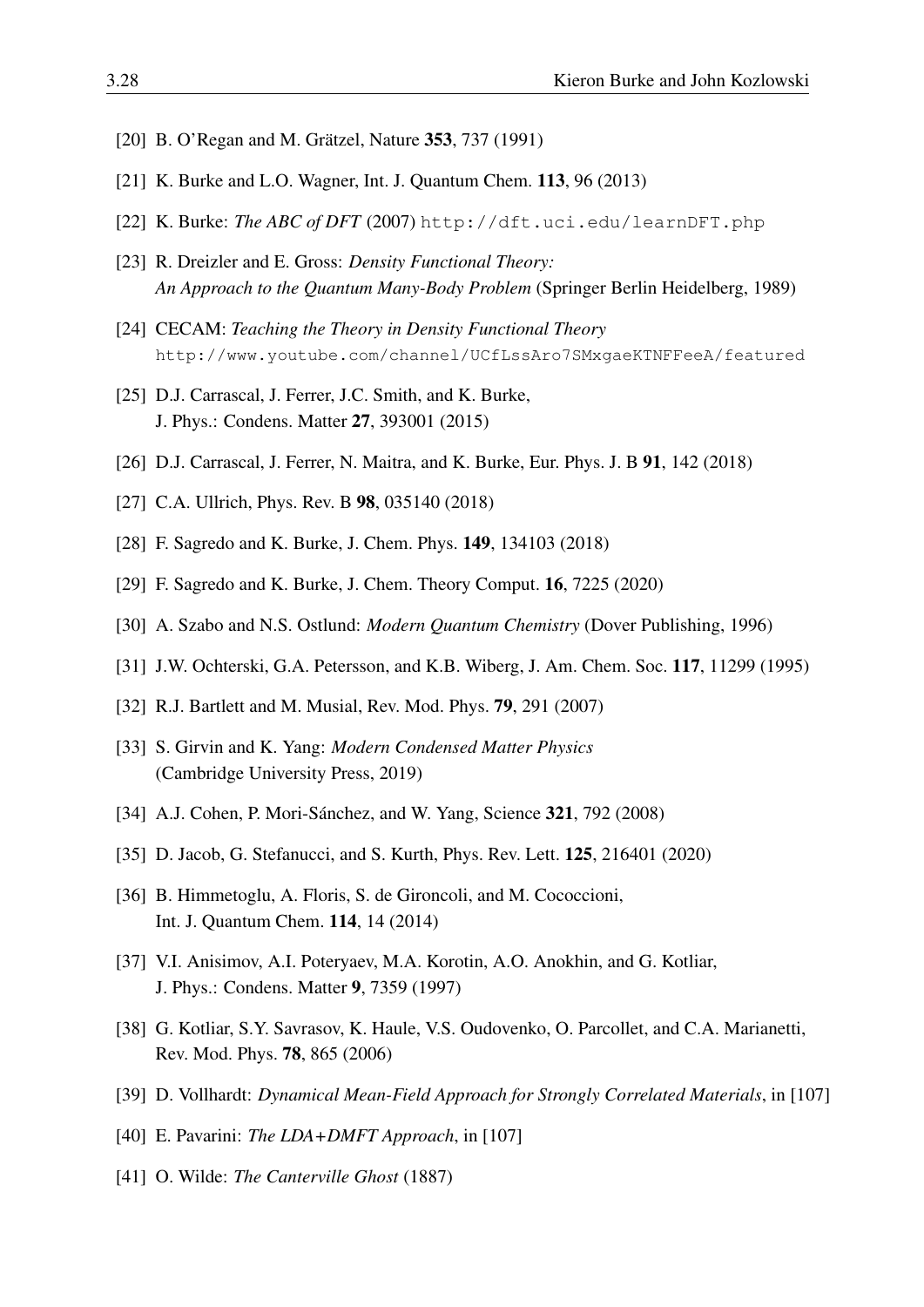[20] B. O'Regan and M. Grätzel, Nature **353**, 737 (1991)

[21] K. Burke and L.O. Wagner, Int. J. Quantum Chem. **113**, 96 (2013)

[22] K. Burke: *The ABC of DFT* (2007) `http://dft.uci.edu/learnDFT.php`

[23] R. Dreizler and E. Gross: *Density Functional Theory: An Approach to the Quantum Many-Body Problem* (Springer Berlin Heidelberg, 1989)

[24] CECAM: *Teaching the Theory in Density Functional Theory* `http://www.youtube.com/channel/UCfLssAro7SMxgaeKTNFFeeA/featured`

[25] D.J. Carrascal, J. Ferrer, J.C. Smith, and K. Burke, J. Phys.: Condens. Matter **27**, 393001 (2015)

[26] D.J. Carrascal, J. Ferrer, N. Maitra, and K. Burke, Eur. Phys. J. B **91**, 142 (2018)

[27] C.A. Ullrich, Phys. Rev. B **98**, 035140 (2018)

[28] F. Sagredo and K. Burke, J. Chem. Phys. **149**, 134103 (2018)

[29] F. Sagredo and K. Burke, J. Chem. Theory Comput. **16**, 7225 (2020)

[30] A. Szabo and N.S. Ostlund: *Modern Quantum Chemistry* (Dover Publishing, 1996)

[31] J.W. Ochterski, G.A. Petersson, and K.B. Wiberg, J. Am. Chem. Soc. **117**, 11299 (1995)

[32] R.J. Bartlett and M. Musial, Rev. Mod. Phys. **79**, 291 (2007)

[33] S. Girvin and K. Yang: *Modern Condensed Matter Physics* (Cambridge University Press, 2019)

[34] A.J. Cohen, P. Mori-Sánchez, and W. Yang, Science **321**, 792 (2008)

[35] D. Jacob, G. Stefanucci, and S. Kurth, Phys. Rev. Lett. **125**, 216401 (2020)

[36] B. Himmetoglu, A. Floris, S. de Gironcoli, and M. Cococcioni, Int. J. Quantum Chem. **114**, 14 (2014)

[37] V.I. Anisimov, A.I. Poteryaev, M.A. Korotin, A.O. Anokhin, and G. Kotliar, J. Phys.: Condens. Matter **9**, 7359 (1997)

[38] G. Kotliar, S.Y. Savrasov, K. Haule, V.S. Oudovenko, O. Parcollet, and C.A. Marianetti, Rev. Mod. Phys. **78**, 865 (2006)

[39] D. Vollhardt: *Dynamical Mean-Field Approach for Strongly Correlated Materials*, in [107]

[40] E. Pavarini: *The LDA+DMFT Approach*, in [107]

[41] O. Wilde: *The Canterville Ghost* (1887)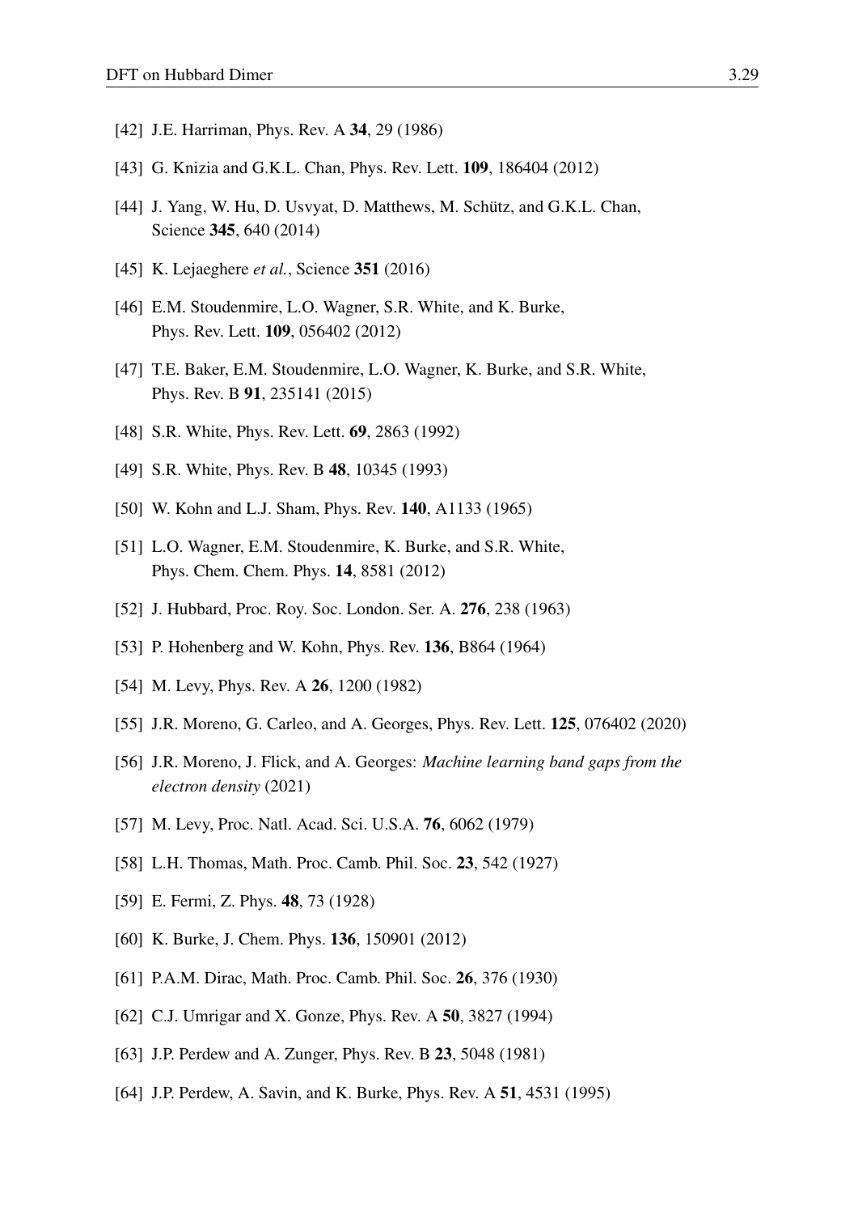[42] J.E. Harriman, Phys. Rev. A **34**, 29 (1986)

[43] G. Knizia and G.K.L. Chan, Phys. Rev. Lett. **109**, 186404 (2012)

[44] J. Yang, W. Hu, D. Usvyat, D. Matthews, M. Schütz, and G.K.L. Chan, Science **345**, 640 (2014)

[45] K. Lejaeghere *et al.*, Science **351** (2016)

[46] E.M. Stoudenmire, L.O. Wagner, S.R. White, and K. Burke, Phys. Rev. Lett. **109**, 056402 (2012)

[47] T.E. Baker, E.M. Stoudenmire, L.O. Wagner, K. Burke, and S.R. White, Phys. Rev. B **91**, 235141 (2015)

[48] S.R. White, Phys. Rev. Lett. **69**, 2863 (1992)

[49] S.R. White, Phys. Rev. B **48**, 10345 (1993)

[50] W. Kohn and L.J. Sham, Phys. Rev. **140**, A1133 (1965)

[51] L.O. Wagner, E.M. Stoudenmire, K. Burke, and S.R. White, Phys. Chem. Chem. Phys. **14**, 8581 (2012)

[52] J. Hubbard, Proc. Roy. Soc. London. Ser. A. **276**, 238 (1963)

[53] P. Hohenberg and W. Kohn, Phys. Rev. **136**, B864 (1964)

[54] M. Levy, Phys. Rev. A **26**, 1200 (1982)

[55] J.R. Moreno, G. Carleo, and A. Georges, Phys. Rev. Lett. **125**, 076402 (2020)

[56] J.R. Moreno, J. Flick, and A. Georges: *Machine learning band gaps from the electron density* (2021)

[57] M. Levy, Proc. Natl. Acad. Sci. U.S.A. **76**, 6062 (1979)

[58] L.H. Thomas, Math. Proc. Camb. Phil. Soc. **23**, 542 (1927)

[59] E. Fermi, Z. Phys. **48**, 73 (1928)

[60] K. Burke, J. Chem. Phys. **136**, 150901 (2012)

[61] P.A.M. Dirac, Math. Proc. Camb. Phil. Soc. **26**, 376 (1930)

[62] C.J. Umrigar and X. Gonze, Phys. Rev. A **50**, 3827 (1994)

[63] J.P. Perdew and A. Zunger, Phys. Rev. B **23**, 5048 (1981)

[64] J.P. Perdew, A. Savin, and K. Burke, Phys. Rev. A **51**, 4531 (1995)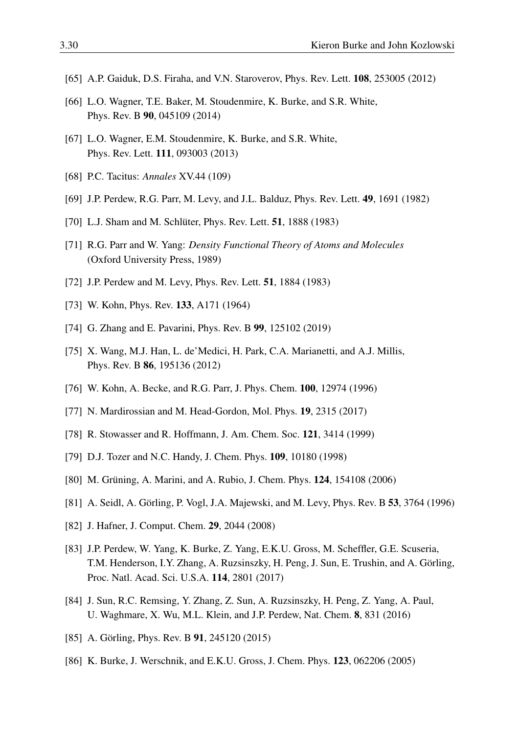[65] A.P. Gaiduk, D.S. Firaha, and V.N. Staroverov, Phys. Rev. Lett. **108**, 253005 (2012)

[66] L.O. Wagner, T.E. Baker, M. Stoudenmire, K. Burke, and S.R. White, Phys. Rev. B **90**, 045109 (2014)

[67] L.O. Wagner, E.M. Stoudenmire, K. Burke, and S.R. White, Phys. Rev. Lett. **111**, 093003 (2013)

[68] P.C. Tacitus: *Annales* XV.44 (109)

[69] J.P. Perdew, R.G. Parr, M. Levy, and J.L. Balduz, Phys. Rev. Lett. **49**, 1691 (1982)

[70] L.J. Sham and M. Schlüter, Phys. Rev. Lett. **51**, 1888 (1983)

[71] R.G. Parr and W. Yang: *Density Functional Theory of Atoms and Molecules* (Oxford University Press, 1989)

[72] J.P. Perdew and M. Levy, Phys. Rev. Lett. **51**, 1884 (1983)

[73] W. Kohn, Phys. Rev. **133**, A171 (1964)

[74] G. Zhang and E. Pavarini, Phys. Rev. B **99**, 125102 (2019)

[75] X. Wang, M.J. Han, L. de'Medici, H. Park, C.A. Marianetti, and A.J. Millis, Phys. Rev. B **86**, 195136 (2012)

[76] W. Kohn, A. Becke, and R.G. Parr, J. Phys. Chem. **100**, 12974 (1996)

[77] N. Mardirossian and M. Head-Gordon, Mol. Phys. **19**, 2315 (2017)

[78] R. Stowasser and R. Hoffmann, J. Am. Chem. Soc. **121**, 3414 (1999)

[79] D.J. Tozer and N.C. Handy, J. Chem. Phys. **109**, 10180 (1998)

[80] M. Grüning, A. Marini, and A. Rubio, J. Chem. Phys. **124**, 154108 (2006)

[81] A. Seidl, A. Görling, P. Vogl, J.A. Majewski, and M. Levy, Phys. Rev. B **53**, 3764 (1996)

[82] J. Hafner, J. Comput. Chem. **29**, 2044 (2008)

[83] J.P. Perdew, W. Yang, K. Burke, Z. Yang, E.K.U. Gross, M. Scheffler, G.E. Scuseria, T.M. Henderson, I.Y. Zhang, A. Ruzsinszky, H. Peng, J. Sun, E. Trushin, and A. Görling, Proc. Natl. Acad. Sci. U.S.A. **114**, 2801 (2017)

[84] J. Sun, R.C. Remsing, Y. Zhang, Z. Sun, A. Ruzsinszky, H. Peng, Z. Yang, A. Paul, U. Waghmare, X. Wu, M.L. Klein, and J.P. Perdew, Nat. Chem. **8**, 831 (2016)

[85] A. Görling, Phys. Rev. B **91**, 245120 (2015)

[86] K. Burke, J. Werschnik, and E.K.U. Gross, J. Chem. Phys. **123**, 062206 (2005)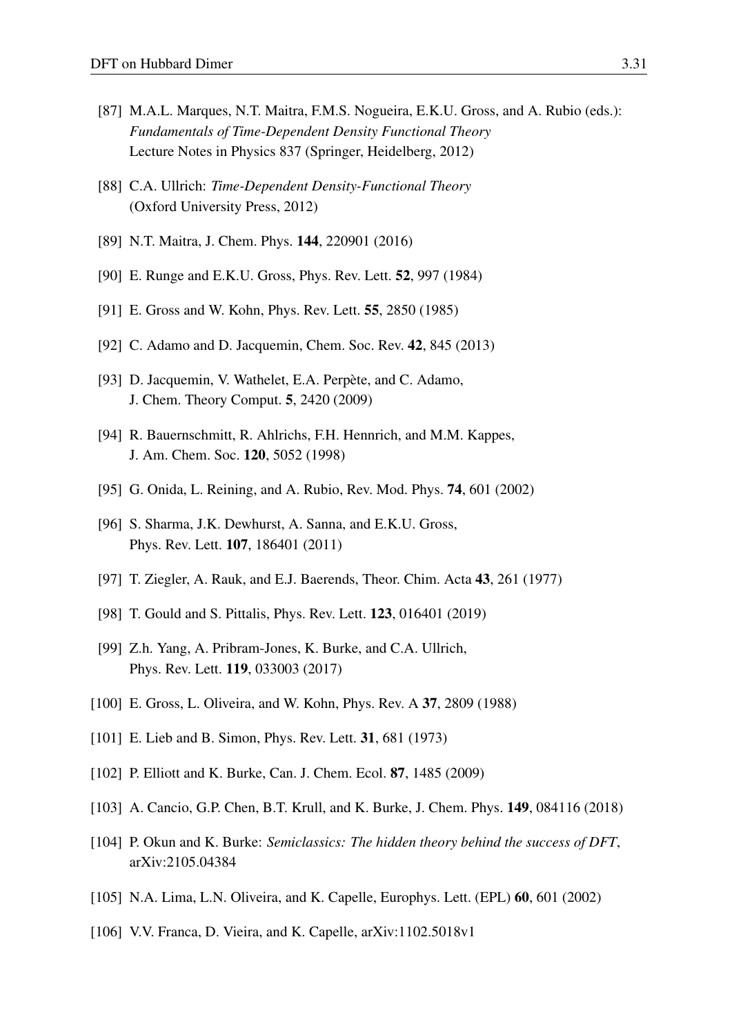[87] M.A.L. Marques, N.T. Maitra, F.M.S. Nogueira, E.K.U. Gross, and A. Rubio (eds.): *Fundamentals of Time-Dependent Density Functional Theory* Lecture Notes in Physics 837 (Springer, Heidelberg, 2012)

[88] C.A. Ullrich: *Time-Dependent Density-Functional Theory* (Oxford University Press, 2012)

[89] N.T. Maitra, J. Chem. Phys. **144**, 220901 (2016)

[90] E. Runge and E.K.U. Gross, Phys. Rev. Lett. **52**, 997 (1984)

[91] E. Gross and W. Kohn, Phys. Rev. Lett. **55**, 2850 (1985)

[92] C. Adamo and D. Jacquemin, Chem. Soc. Rev. **42**, 845 (2013)

[93] D. Jacquemin, V. Wathelet, E.A. Perpète, and C. Adamo, J. Chem. Theory Comput. **5**, 2420 (2009)

[94] R. Bauernschmitt, R. Ahlrichs, F.H. Hennrich, and M.M. Kappes, J. Am. Chem. Soc. **120**, 5052 (1998)

[95] G. Onida, L. Reining, and A. Rubio, Rev. Mod. Phys. **74**, 601 (2002)

[96] S. Sharma, J.K. Dewhurst, A. Sanna, and E.K.U. Gross, Phys. Rev. Lett. **107**, 186401 (2011)

[97] T. Ziegler, A. Rauk, and E.J. Baerends, Theor. Chim. Acta **43**, 261 (1977)

[98] T. Gould and S. Pittalis, Phys. Rev. Lett. **123**, 016401 (2019)

[99] Z.h. Yang, A. Pribram-Jones, K. Burke, and C.A. Ullrich, Phys. Rev. Lett. **119**, 033003 (2017)

[100] E. Gross, L. Oliveira, and W. Kohn, Phys. Rev. A **37**, 2809 (1988)

[101] E. Lieb and B. Simon, Phys. Rev. Lett. **31**, 681 (1973)

[102] P. Elliott and K. Burke, Can. J. Chem. Ecol. **87**, 1485 (2009)

[103] A. Cancio, G.P. Chen, B.T. Krull, and K. Burke, J. Chem. Phys. **149**, 084116 (2018)

[104] P. Okun and K. Burke: *Semiclassics: The hidden theory behind the success of DFT*, arXiv:2105.04384

[105] N.A. Lima, L.N. Oliveira, and K. Capelle, Europhys. Lett. (EPL) **60**, 601 (2002)

[106] V.V. Franca, D. Vieira, and K. Capelle, arXiv:1102.5018v1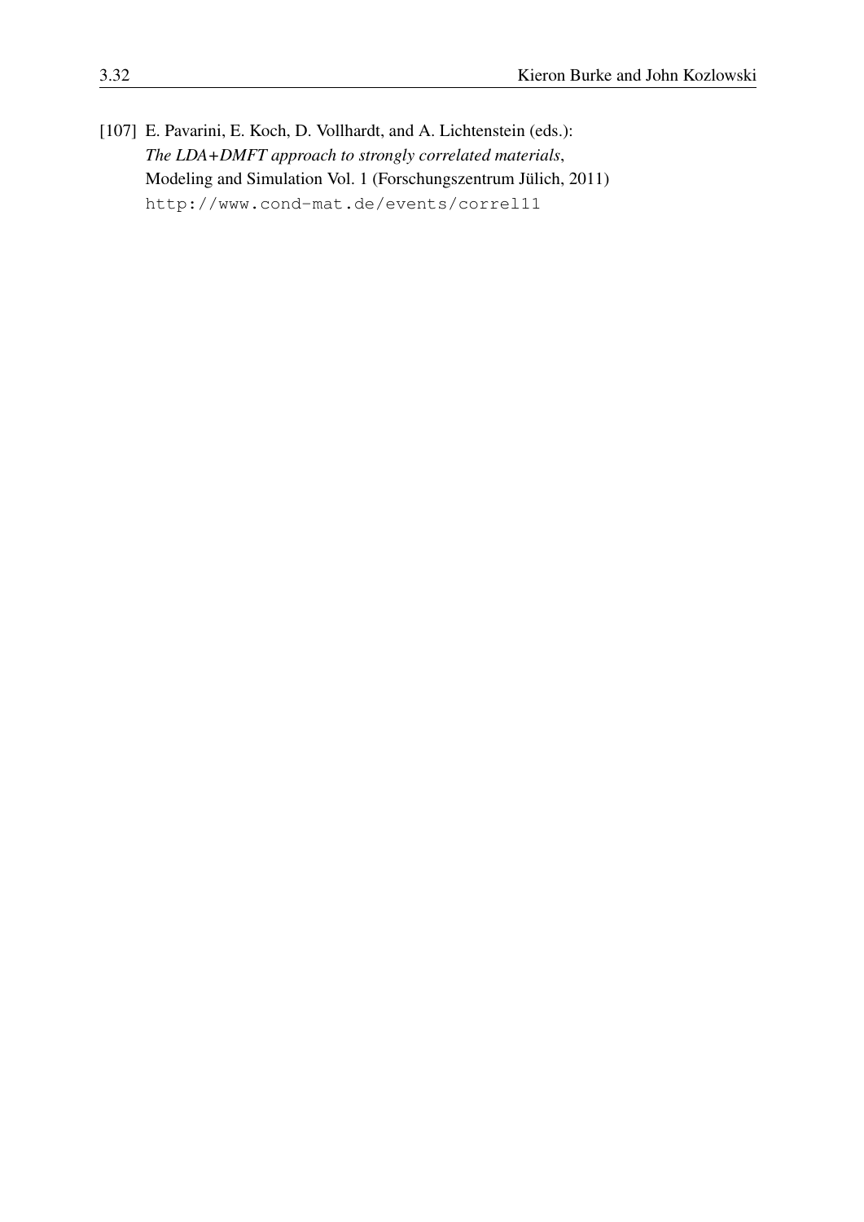[107] E. Pavarini, E. Koch, D. Vollhardt, and A. Lichtenstein (eds.):
*The LDA+DMFT approach to strongly correlated materials*,
Modeling and Simulation Vol. 1 (Forschungszentrum Jülich, 2011)
`http://www.cond-mat.de/events/correl11`